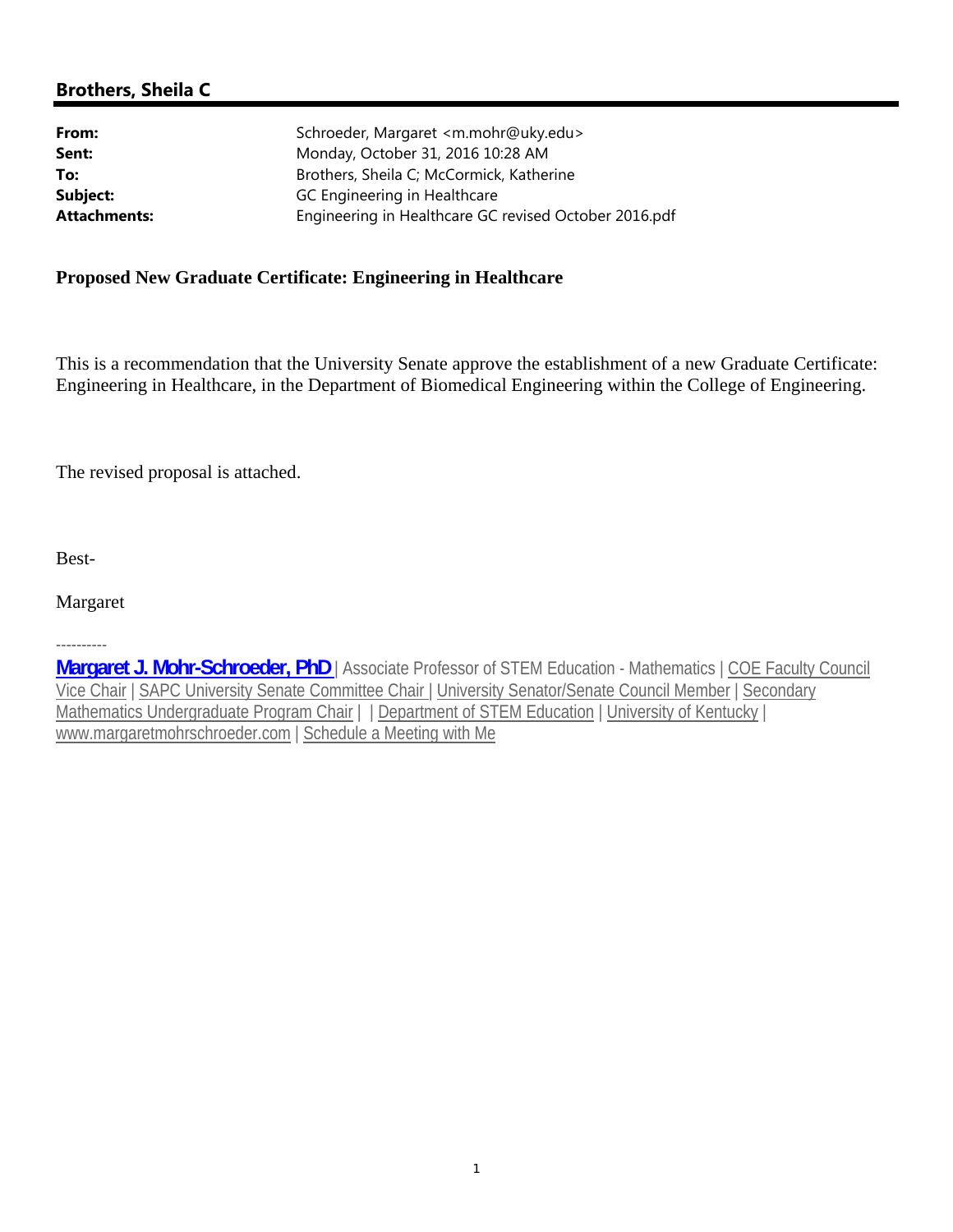## Brothers, Sheila C

| | |
|---|---|
| **From:** | Schroeder, Margaret <m.mohr@uky.edu> |
| **Sent:** | Monday, October 31, 2016 10:28 AM |
| **To:** | Brothers, Sheila C; McCormick, Katherine |
| **Subject:** | GC Engineering in Healthcare |
| **Attachments:** | Engineering in Healthcare GC revised October 2016.pdf |

**Proposed New Graduate Certificate: Engineering in Healthcare**

This is a recommendation that the University Senate approve the establishment of a new Graduate Certificate: Engineering in Healthcare, in the Department of Biomedical Engineering within the College of Engineering.

The revised proposal is attached.

Best-

Margaret

----------

**Margaret J. Mohr-Schroeder, PhD** | Associate Professor of STEM Education - Mathematics | COE Faculty Council Vice Chair | SAPC University Senate Committee Chair | University Senator/Senate Council Member | Secondary Mathematics Undergraduate Program Chair | | Department of STEM Education | University of Kentucky | www.margaretmohrschroeder.com | Schedule a Meeting with Me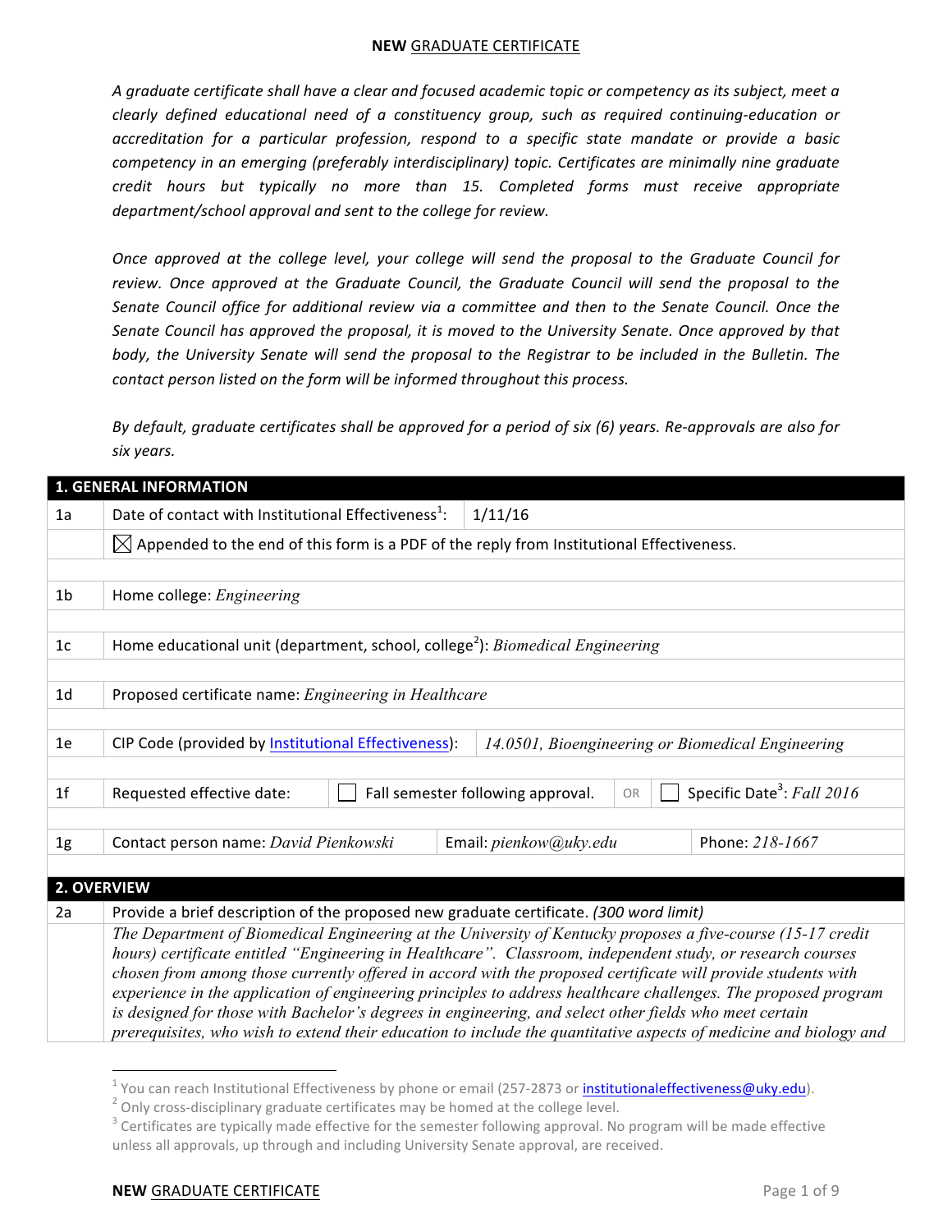**NEW** GRADUATE CERTIFICATE

*A graduate certificate shall have a clear and focused academic topic or competency as its subject, meet a clearly defined educational need of a constituency group, such as required continuing-education or accreditation for a particular profession, respond to a specific state mandate or provide a basic competency in an emerging (preferably interdisciplinary) topic. Certificates are minimally nine graduate credit hours but typically no more than 15. Completed forms must receive appropriate department/school approval and sent to the college for review.*

*Once approved at the college level, your college will send the proposal to the Graduate Council for review. Once approved at the Graduate Council, the Graduate Council will send the proposal to the Senate Council office for additional review via a committee and then to the Senate Council. Once the Senate Council has approved the proposal, it is moved to the University Senate. Once approved by that body, the University Senate will send the proposal to the Registrar to be included in the Bulletin. The contact person listed on the form will be informed throughout this process.*

*By default, graduate certificates shall be approved for a period of six (6) years. Re-approvals are also for six years.*

| **1. GENERAL INFORMATION** | | | | | |
|---|---|---|---|---|---|
| 1a | Date of contact with Institutional Effectiveness[1]: | 1/11/16 | | | |
| | ☒ Appended to the end of this form is a PDF of the reply from Institutional Effectiveness. | | | | |
| 1b | Home college: *Engineering* | | | | |
| 1c | Home educational unit (department, school, college[2]): *Biomedical Engineering* | | | | |
| 1d | Proposed certificate name: *Engineering in Healthcare* | | | | |
| 1e | CIP Code (provided by Institutional Effectiveness): | *14.0501, Bioengineering or Biomedical Engineering* | | | |
| 1f | Requested effective date: | ☐ Fall semester following approval. | OR | ☐ Specific Date[3]: *Fall 2016* | |
| 1g | Contact person name: *David Pienkowski* | Email: *pienkow@uky.edu* | | Phone: *218-1667* | |

| **2. OVERVIEW** | |
|---|---|
| 2a | Provide a brief description of the proposed new graduate certificate. *(300 word limit)* |
| | *The Department of Biomedical Engineering at the University of Kentucky proposes a five-course (15-17 credit hours) certificate entitled "Engineering in Healthcare". Classroom, independent study, or research courses chosen from among those currently offered in accord with the proposed certificate will provide students with experience in the application of engineering principles to address healthcare challenges. The proposed program is designed for those with Bachelor's degrees in engineering, and select other fields who meet certain prerequisites, who wish to extend their education to include the quantitative aspects of medicine and biology and* |

[1] You can reach Institutional Effectiveness by phone or email (257-2873 or institutionaleffectiveness@uky.edu).
[2] Only cross-disciplinary graduate certificates may be homed at the college level.
[3] Certificates are typically made effective for the semester following approval. No program will be made effective unless all approvals, up through and including University Senate approval, are received.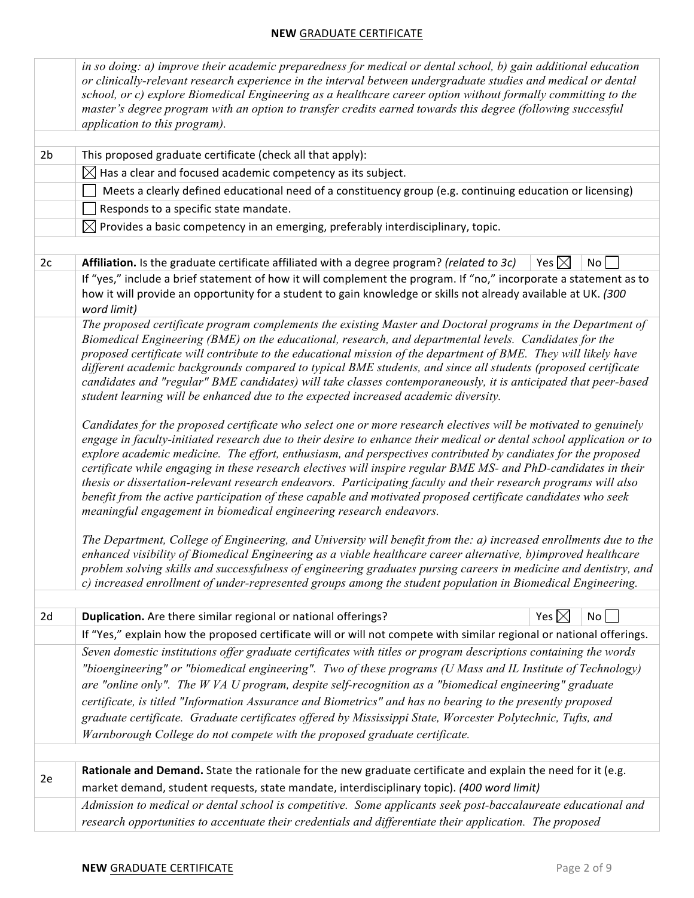| | |
|---|---|
| | *in so doing: a) improve their academic preparedness for medical or dental school, b) gain additional education or clinically-relevant research experience in the interval between undergraduate studies and medical or dental school, or c) explore Biomedical Engineering as a healthcare career option without formally committing to the master's degree program with an option to transfer credits earned towards this degree (following successful application to this program).* |
| | |
| 2b | This proposed graduate certificate (check all that apply): |
| | ☒ Has a clear and focused academic competency as its subject. |
| | ☐ Meets a clearly defined educational need of a constituency group (e.g. continuing education or licensing) |
| | ☐ Responds to a specific state mandate. |
| | ☒ Provides a basic competency in an emerging, preferably interdisciplinary, topic. |
| | |
| 2c | **Affiliation.** Is the graduate certificate affiliated with a degree program? *(related to 3c)* Yes ☒ No ☐ |
| | If "yes," include a brief statement of how it will complement the program. If "no," incorporate a statement as to how it will provide an opportunity for a student to gain knowledge or skills not already available at UK. *(300 word limit)* |
| | *The proposed certificate program complements the existing Master and Doctoral programs in the Department of Biomedical Engineering (BME) on the educational, research, and departmental levels. Candidates for the proposed certificate will contribute to the educational mission of the department of BME. They will likely have different academic backgrounds compared to typical BME students, and since all students (proposed certificate candidates and "regular" BME candidates) will take classes contemporaneously, it is anticipated that peer-based student learning will be enhanced due to the expected increased academic diversity.*<br><br>*Candidates for the proposed certificate who select one or more research electives will be motivated to genuinely engage in faculty-initiated research due to their desire to enhance their medical or dental school application or to explore academic medicine. The effort, enthusiasm, and perspectives contributed by candiates for the proposed certificate while engaging in these research electives will inspire regular BME MS- and PhD-candidates in their thesis or dissertation-relevant research endeavors. Participating faculty and their research programs will also benefit from the active participation of these capable and motivated proposed certificate candidates who seek meaningful engagement in biomedical engineering research endeavors.*<br><br>*The Department, College of Engineering, and University will benefit from the: a) increased enrollments due to the enhanced visibility of Biomedical Engineering as a viable healthcare career alternative, b)improved healthcare problem solving skills and successfulness of engineering graduates pursing careers in medicine and dentistry, and c) increased enrollment of under-represented groups among the student population in Biomedical Engineering.* |
| | |
| 2d | **Duplication.** Are there similar regional or national offerings? Yes ☒ No ☐ |
| | If "Yes," explain how the proposed certificate will or will not compete with similar regional or national offerings. |
| | *Seven domestic institutions offer graduate certificates with titles or program descriptions containing the words "bioengineering" or "biomedical engineering". Two of these programs (U Mass and IL Institute of Technology) are "online only". The W VA U program, despite self-recognition as a "biomedical engineering" graduate certificate, is titled "Information Assurance and Biometrics" and has no bearing to the presently proposed graduate certificate. Graduate certificates offered by Mississippi State, Worcester Polytechnic, Tufts, and Warnborough College do not compete with the proposed graduate certificate.* |
| | |
| 2e | **Rationale and Demand.** State the rationale for the new graduate certificate and explain the need for it (e.g. market demand, student requests, state mandate, interdisciplinary topic). *(400 word limit)* |
| | *Admission to medical or dental school is competitive. Some applicants seek post-baccalaureate educational and research opportunities to accentuate their credentials and differentiate their application. The proposed* |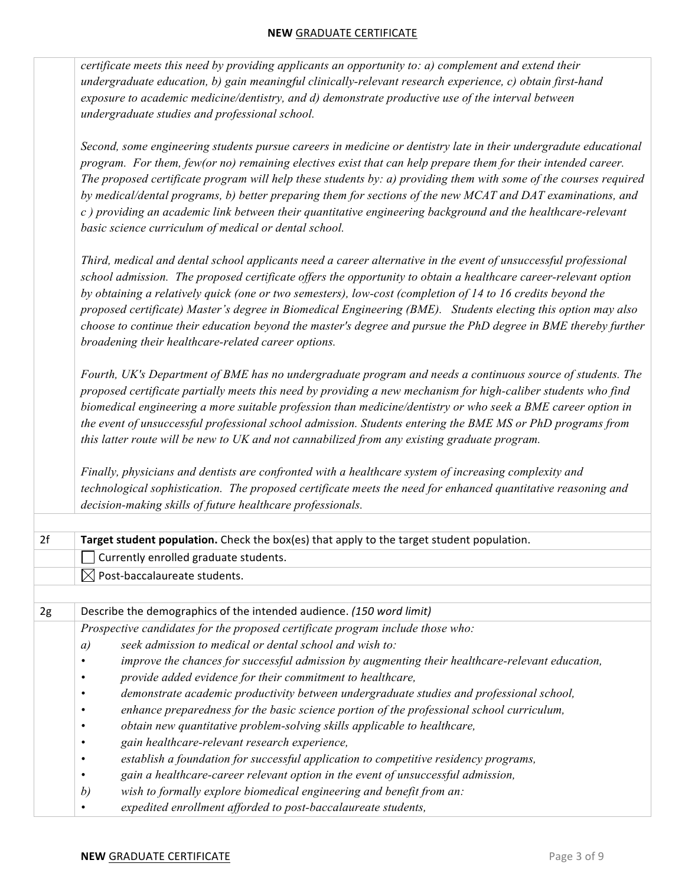| | |
|---|---|
| | *certificate meets this need by providing applicants an opportunity to: a) complement and extend their undergraduate education, b) gain meaningful clinically-relevant research experience, c) obtain first-hand exposure to academic medicine/dentistry, and d) demonstrate productive use of the interval between undergraduate studies and professional school.*<br><br>*Second, some engineering students pursue careers in medicine or dentistry late in their undergradute educational program. For them, few(or no) remaining electives exist that can help prepare them for their intended career. The proposed certificate program will help these students by: a) providing them with some of the courses required by medical/dental programs, b) better preparing them for sections of the new MCAT and DAT examinations, and c ) providing an academic link between their quantitative engineering background and the healthcare-relevant basic science curriculum of medical or dental school.*<br><br>*Third, medical and dental school applicants need a career alternative in the event of unsuccessful professional school admission. The proposed certificate offers the opportunity to obtain a healthcare career-relevant option by obtaining a relatively quick (one or two semesters), low-cost (completion of 14 to 16 credits beyond the proposed certificate) Master's degree in Biomedical Engineering (BME). Students electing this option may also choose to continue their education beyond the master's degree and pursue the PhD degree in BME thereby further broadening their healthcare-related career options.*<br><br>*Fourth, UK's Department of BME has no undergraduate program and needs a continuous source of students. The proposed certificate partially meets this need by providing a new mechanism for high-caliber students who find biomedical engineering a more suitable profession than medicine/dentistry or who seek a BME career option in the event of unsuccessful professional school admission. Students entering the BME MS or PhD programs from this latter route will be new to UK and not cannabilized from any existing graduate program.*<br><br>*Finally, physicians and dentists are confronted with a healthcare system of increasing complexity and technological sophistication. The proposed certificate meets the need for enhanced quantitative reasoning and decision-making skills of future healthcare professionals.* |
| | |
| 2f | **Target student population.** Check the box(es) that apply to the target student population. |
| | ☐ Currently enrolled graduate students. |
| | ☒ Post-baccalaureate students. |
| | |
| 2g | Describe the demographics of the intended audience. *(150 word limit)* |
| | *Prospective candidates for the proposed certificate program include those who:*<br>*a) seek admission to medical or dental school and wish to:*<br>• *improve the chances for successful admission by augmenting their healthcare-relevant education,*<br>• *provide added evidence for their commitment to healthcare,*<br>• *demonstrate academic productivity between undergraduate studies and professional school,*<br>• *enhance preparedness for the basic science portion of the professional school curriculum,*<br>• *obtain new quantitative problem-solving skills applicable to healthcare,*<br>• *gain healthcare-relevant research experience,*<br>• *establish a foundation for successful application to competitive residency programs,*<br>• *gain a healthcare-career relevant option in the event of unsuccessful admission,*<br>*b) wish to formally explore biomedical engineering and benefit from an:*<br>• *expedited enrollment afforded to post-baccalaureate students,* |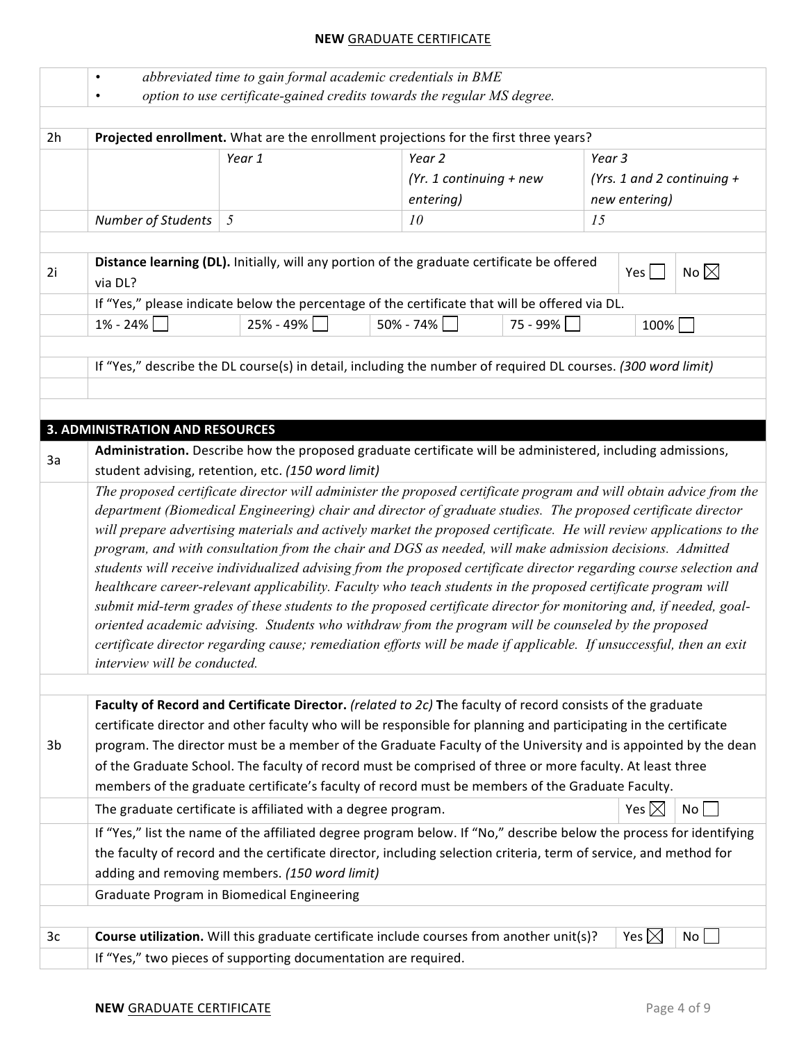- *abbreviated time to gain formal academic credentials in BME*
- *option to use certificate-gained credits towards the regular MS degree.*

**2h** **Projected enrollment.** What are the enrollment projections for the first three years?

| | Year 1 | Year 2 (Yr. 1 continuing + new entering) | Year 3 (Yrs. 1 and 2 continuing + new entering) |
|---|---|---|---|
| Number of Students | *5* | *10* | *15* |

**2i** **Distance learning (DL).** Initially, will any portion of the graduate certificate be offered via DL? Yes ☐ No ☒

If "Yes," please indicate below the percentage of the certificate that will be offered via DL.

1% - 24% ☐ 25% - 49% ☐ 50% - 74% ☐ 75 - 99% ☐ 100% ☐

If "Yes," describe the DL course(s) in detail, including the number of required DL courses. *(300 word limit)*

## 3. ADMINISTRATION AND RESOURCES

**3a** **Administration.** Describe how the proposed graduate certificate will be administered, including admissions, student advising, retention, etc. *(150 word limit)*

*The proposed certificate director will administer the proposed certificate program and will obtain advice from the department (Biomedical Engineering) chair and director of graduate studies. The proposed certificate director will prepare advertising materials and actively market the proposed certificate. He will review applications to the program, and with consultation from the chair and DGS as needed, will make admission decisions. Admitted students will receive individualized advising from the proposed certificate director regarding course selection and healthcare career-relevant applicability. Faculty who teach students in the proposed certificate program will submit mid-term grades of these students to the proposed certificate director for monitoring and, if needed, goal-oriented academic advising. Students who withdraw from the program will be counseled by the proposed certificate director regarding cause; remediation efforts will be made if applicable. If unsuccessful, then an exit interview will be conducted.*

**3b** **Faculty of Record and Certificate Director.** *(related to 2c)* **T**he faculty of record consists of the graduate certificate director and other faculty who will be responsible for planning and participating in the certificate program. The director must be a member of the Graduate Faculty of the University and is appointed by the dean of the Graduate School. The faculty of record must be comprised of three or more faculty. At least three members of the graduate certificate's faculty of record must be members of the Graduate Faculty.

The graduate certificate is affiliated with a degree program. Yes ☒ No ☐

If "Yes," list the name of the affiliated degree program below. If "No," describe below the process for identifying the faculty of record and the certificate director, including selection criteria, term of service, and method for adding and removing members. *(150 word limit)*

Graduate Program in Biomedical Engineering

**3c** **Course utilization.** Will this graduate certificate include courses from another unit(s)? Yes ☒ No ☐

If "Yes," two pieces of supporting documentation are required.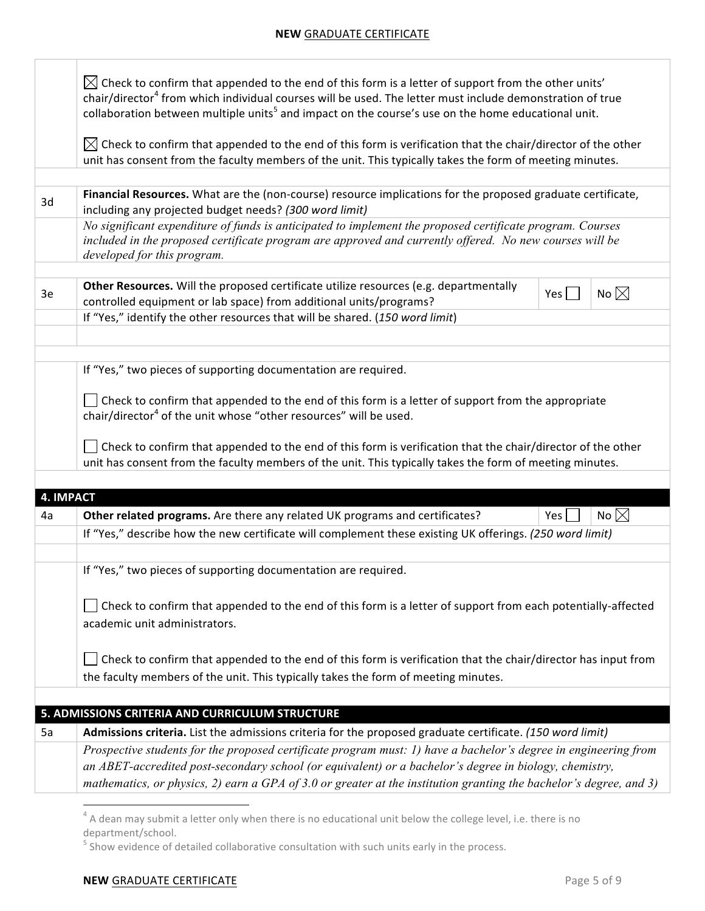| | |
|---|---|
| | ☒ Check to confirm that appended to the end of this form is a letter of support from the other units' chair/director[4] from which individual courses will be used. The letter must include demonstration of true collaboration between multiple units[5] and impact on the course's use on the home educational unit.<br><br>☒ Check to confirm that appended to the end of this form is verification that the chair/director of the other unit has consent from the faculty members of the unit. This typically takes the form of meeting minutes. |
| | |
| 3d | **Financial Resources.** What are the (non-course) resource implications for the proposed graduate certificate, including any projected budget needs? *(300 word limit)* |
| | *No significant expenditure of funds is anticipated to implement the proposed certificate program. Courses included in the proposed certificate program are approved and currently offered. No new courses will be developed for this program.* |
| | |
| 3e | **Other Resources.** Will the proposed certificate utilize resources (e.g. departmentally controlled equipment or lab space) from additional units/programs? Yes ☐ No ☒ |
| | If "Yes," identify the other resources that will be shared. (*150 word limit*) |
| | |
| | |
| | If "Yes," two pieces of supporting documentation are required.<br><br>☐ Check to confirm that appended to the end of this form is a letter of support from the appropriate chair/director[4] of the unit whose "other resources" will be used.<br><br>☐ Check to confirm that appended to the end of this form is verification that the chair/director of the other unit has consent from the faculty members of the unit. This typically takes the form of meeting minutes. |
| | |
| **4. IMPACT** | |
| 4a | **Other related programs.** Are there any related UK programs and certificates? Yes ☐ No ☒ |
| | If "Yes," describe how the new certificate will complement these existing UK offerings. *(250 word limit)* |
| | |
| | If "Yes," two pieces of supporting documentation are required.<br><br>☐ Check to confirm that appended to the end of this form is a letter of support from each potentially-affected academic unit administrators.<br><br>☐ Check to confirm that appended to the end of this form is verification that the chair/director has input from the faculty members of the unit. This typically takes the form of meeting minutes. |
| | |
| **5. ADMISSIONS CRITERIA AND CURRICULUM STRUCTURE** | |
| 5a | **Admissions criteria.** List the admissions criteria for the proposed graduate certificate. *(150 word limit)* |
| | *Prospective students for the proposed certificate program must: 1) have a bachelor's degree in engineering from an ABET-accredited post-secondary school (or equivalent) or a bachelor's degree in biology, chemistry, mathematics, or physics, 2) earn a GPA of 3.0 or greater at the institution granting the bachelor's degree, and 3)* |

[4] A dean may submit a letter only when there is no educational unit below the college level, i.e. there is no department/school.

[5] Show evidence of detailed collaborative consultation with such units early in the process.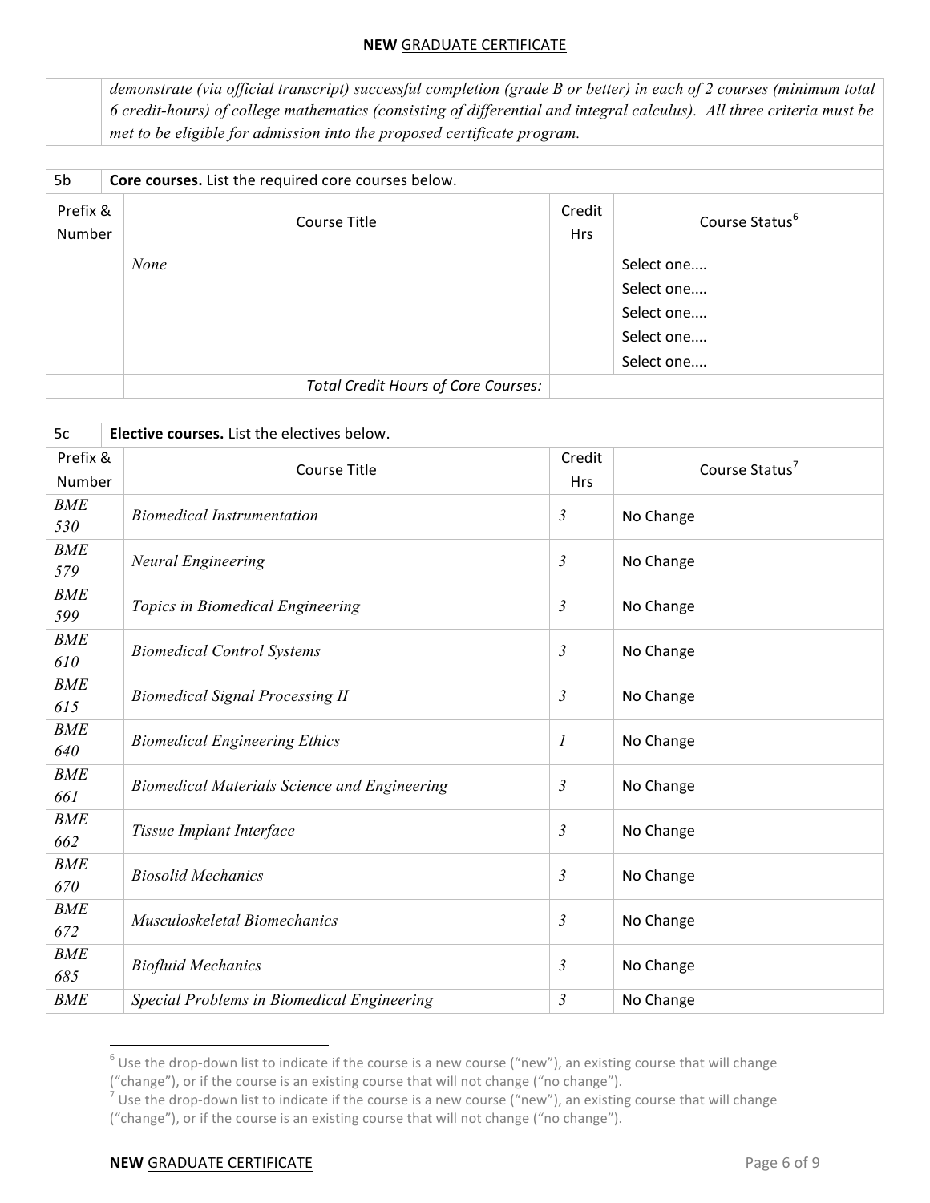| | |
|---|---|
| | *demonstrate (via official transcript) successful completion (grade B or better) in each of 2 courses (minimum total 6 credit-hours) of college mathematics (consisting of differential and integral calculus). All three criteria must be met to be eligible for admission into the proposed certificate program.* |

5b **Core courses.** List the required core courses below.

| Prefix & Number | Course Title | Credit Hrs | Course Status[6] |
|---|---|---|---|
| | *None* | | Select one.... |
| | | | Select one.... |
| | | | Select one.... |
| | | | Select one.... |
| | | | Select one.... |
| | *Total Credit Hours of Core Courses:* | | |

5c **Elective courses.** List the electives below.

| Prefix & Number | Course Title | Credit Hrs | Course Status[7] |
|---|---|---|---|
| *BME 530* | *Biomedical Instrumentation* | *3* | No Change |
| *BME 579* | *Neural Engineering* | *3* | No Change |
| *BME 599* | *Topics in Biomedical Engineering* | *3* | No Change |
| *BME 610* | *Biomedical Control Systems* | *3* | No Change |
| *BME 615* | *Biomedical Signal Processing II* | *3* | No Change |
| *BME 640* | *Biomedical Engineering Ethics* | *1* | No Change |
| *BME 661* | *Biomedical Materials Science and Engineering* | *3* | No Change |
| *BME 662* | *Tissue Implant Interface* | *3* | No Change |
| *BME 670* | *Biosolid Mechanics* | *3* | No Change |
| *BME 672* | *Musculoskeletal Biomechanics* | *3* | No Change |
| *BME 685* | *Biofluid Mechanics* | *3* | No Change |
| *BME* | *Special Problems in Biomedical Engineering* | *3* | No Change |

[6] Use the drop-down list to indicate if the course is a new course ("new"), an existing course that will change ("change"), or if the course is an existing course that will not change ("no change").

[7] Use the drop-down list to indicate if the course is a new course ("new"), an existing course that will change ("change"), or if the course is an existing course that will not change ("no change").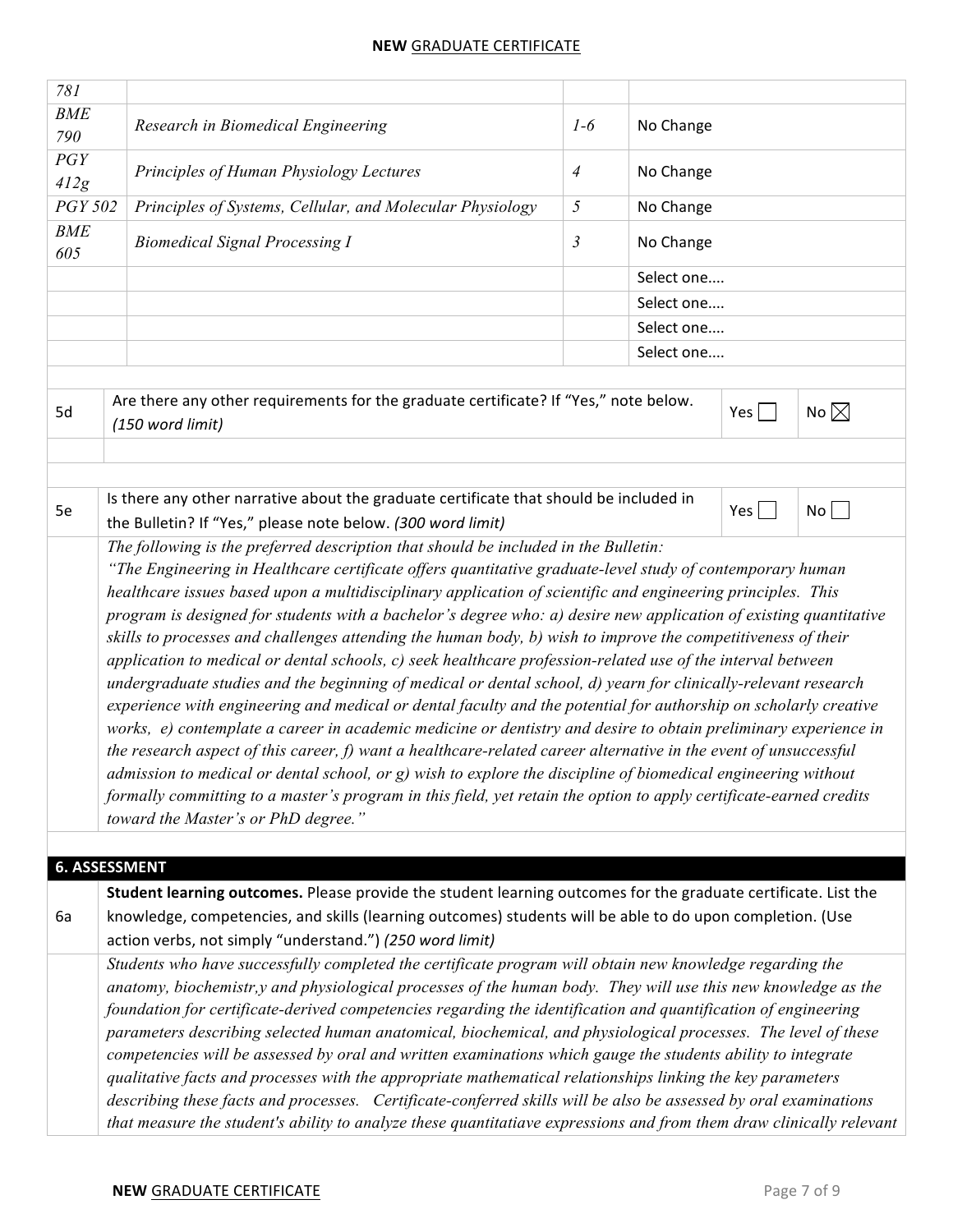| | | | |
|---|---|---|---|
| *781* | | | |
| *BME 790* | *Research in Biomedical Engineering* | *1-6* | No Change |
| *PGY 412g* | *Principles of Human Physiology Lectures* | *4* | No Change |
| *PGY 502* | *Principles of Systems, Cellular, and Molecular Physiology* | *5* | No Change |
| *BME 605* | *Biomedical Signal Processing I* | *3* | No Change |
| | | | Select one.... |
| | | | Select one.... |
| | | | Select one.... |
| | | | Select one.... |

| | | | |
|---|---|---|---|
| 5d | Are there any other requirements for the graduate certificate? If "Yes," note below. *(150 word limit)* | Yes ☐ | No ☒ |
| | | | |

| | | | |
|---|---|---|---|
| 5e | Is there any other narrative about the graduate certificate that should be included in the Bulletin? If "Yes," please note below. *(300 word limit)* | Yes ☐ | No ☐ |

*The following is the preferred description that should be included in the Bulletin:*
*"The Engineering in Healthcare certificate offers quantitative graduate-level study of contemporary human healthcare issues based upon a multidisciplinary application of scientific and engineering principles. This program is designed for students with a bachelor's degree who: a) desire new application of existing quantitative skills to processes and challenges attending the human body, b) wish to improve the competitiveness of their application to medical or dental schools, c) seek healthcare profession-related use of the interval between undergraduate studies and the beginning of medical or dental school, d) yearn for clinically-relevant research experience with engineering and medical or dental faculty and the potential for authorship on scholarly creative works, e) contemplate a career in academic medicine or dentistry and desire to obtain preliminary experience in the research aspect of this career, f) want a healthcare-related career alternative in the event of unsuccessful admission to medical or dental school, or g) wish to explore the discipline of biomedical engineering without formally committing to a master's program in this field, yet retain the option to apply certificate-earned credits toward the Master's or PhD degree."*

## 6. ASSESSMENT

**6a** **Student learning outcomes.** Please provide the student learning outcomes for the graduate certificate. List the knowledge, competencies, and skills (learning outcomes) students will be able to do upon completion. (Use action verbs, not simply "understand.") *(250 word limit)*

*Students who have successfully completed the certificate program will obtain new knowledge regarding the anatomy, biochemistr,y and physiological processes of the human body. They will use this new knowledge as the foundation for certificate-derived competencies regarding the identification and quantification of engineering parameters describing selected human anatomical, biochemical, and physiological processes. The level of these competencies will be assessed by oral and written examinations which gauge the students ability to integrate qualitative facts and processes with the appropriate mathematical relationships linking the key parameters describing these facts and processes. Certificate-conferred skills will be also be assessed by oral examinations that measure the student's ability to analyze these quantitatiave expressions and from them draw clinically relevant*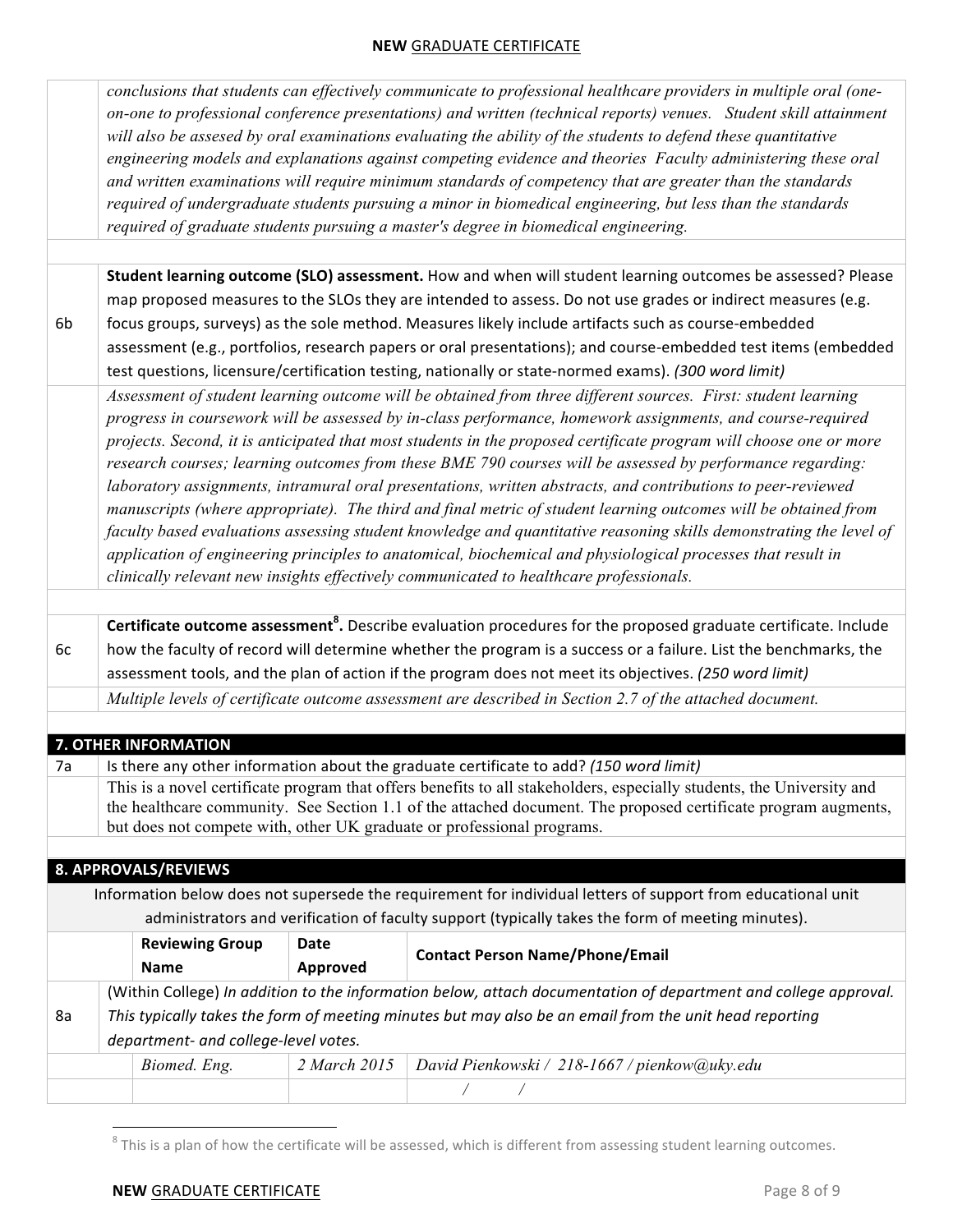*conclusions that students can effectively communicate to professional healthcare providers in multiple oral (one-on-one to professional conference presentations) and written (technical reports) venues. Student skill attainment will also be assesed by oral examinations evaluating the ability of the students to defend these quantitative engineering models and explanations against competing evidence and theories Faculty administering these oral and written examinations will require minimum standards of competency that are greater than the standards required of undergraduate students pursuing a minor in biomedical engineering, but less than the standards required of graduate students pursuing a master's degree in biomedical engineering.*

**6b** **Student learning outcome (SLO) assessment.** How and when will student learning outcomes be assessed? Please map proposed measures to the SLOs they are intended to assess. Do not use grades or indirect measures (e.g. focus groups, surveys) as the sole method. Measures likely include artifacts such as course-embedded assessment (e.g., portfolios, research papers or oral presentations); and course-embedded test items (embedded test questions, licensure/certification testing, nationally or state-normed exams). *(300 word limit)*

*Assessment of student learning outcome will be obtained from three different sources. First: student learning progress in coursework will be assessed by in-class performance, homework assignments, and course-required projects. Second, it is anticipated that most students in the proposed certificate program will choose one or more research courses; learning outcomes from these BME 790 courses will be assessed by performance regarding: laboratory assignments, intramural oral presentations, written abstracts, and contributions to peer-reviewed manuscripts (where appropriate). The third and final metric of student learning outcomes will be obtained from faculty based evaluations assessing student knowledge and quantitative reasoning skills demonstrating the level of application of engineering principles to anatomical, biochemical and physiological processes that result in clinically relevant new insights effectively communicated to healthcare professionals.*

**6c** **Certificate outcome assessment[8].** Describe evaluation procedures for the proposed graduate certificate. Include how the faculty of record will determine whether the program is a success or a failure. List the benchmarks, the assessment tools, and the plan of action if the program does not meet its objectives. *(250 word limit)*

*Multiple levels of certificate outcome assessment are described in Section 2.7 of the attached document.*

## 7. OTHER INFORMATION

**7a** Is there any other information about the graduate certificate to add? *(150 word limit)*

This is a novel certificate program that offers benefits to all stakeholders, especially students, the University and the healthcare community. See Section 1.1 of the attached document. The proposed certificate program augments, but does not compete with, other UK graduate or professional programs.

## 8. APPROVALS/REVIEWS

Information below does not supersede the requirement for individual letters of support from educational unit administrators and verification of faculty support (typically takes the form of meeting minutes).

| | Reviewing Group Name | Date Approved | Contact Person Name/Phone/Email |
|---|---|---|---|
| 8a | (Within College) *In addition to the information below, attach documentation of department and college approval. This typically takes the form of meeting minutes but may also be an email from the unit head reporting department- and college-level votes.* | | |
| | *Biomed. Eng.* | *2 March 2015* | *David Pienkowski / 218-1667 / pienkow@uky.edu* |
| | | | / / |

[8] This is a plan of how the certificate will be assessed, which is different from assessing student learning outcomes.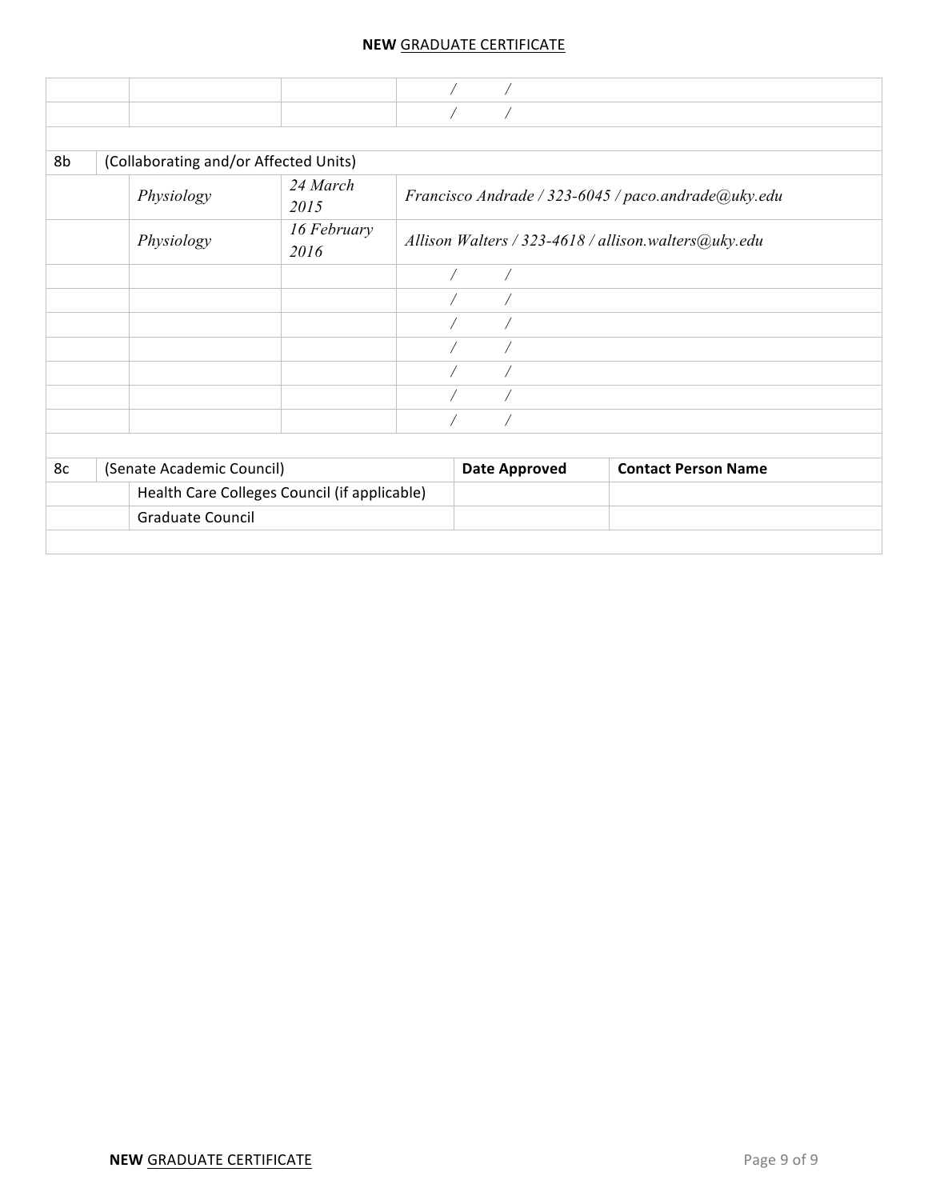| | | | / / |
|---|---|---|---|
| | | | / / |
| | | | |
| 8b | (Collaborating and/or Affected Units) | | |
| | *Physiology* | *24 March 2015* | *Francisco Andrade / 323-6045 / paco.andrade@uky.edu* |
| | *Physiology* | *16 February 2016* | *Allison Walters / 323-4618 / allison.walters@uky.edu* |
| | | | / / |
| | | | / / |
| | | | / / |
| | | | / / |
| | | | / / |
| | | | / / |
| | | | / / |

| 8c | (Senate Academic Council) | **Date Approved** | **Contact Person Name** |
|---|---|---|---|
| | Health Care Colleges Council (if applicable) | | |
| | Graduate Council | | |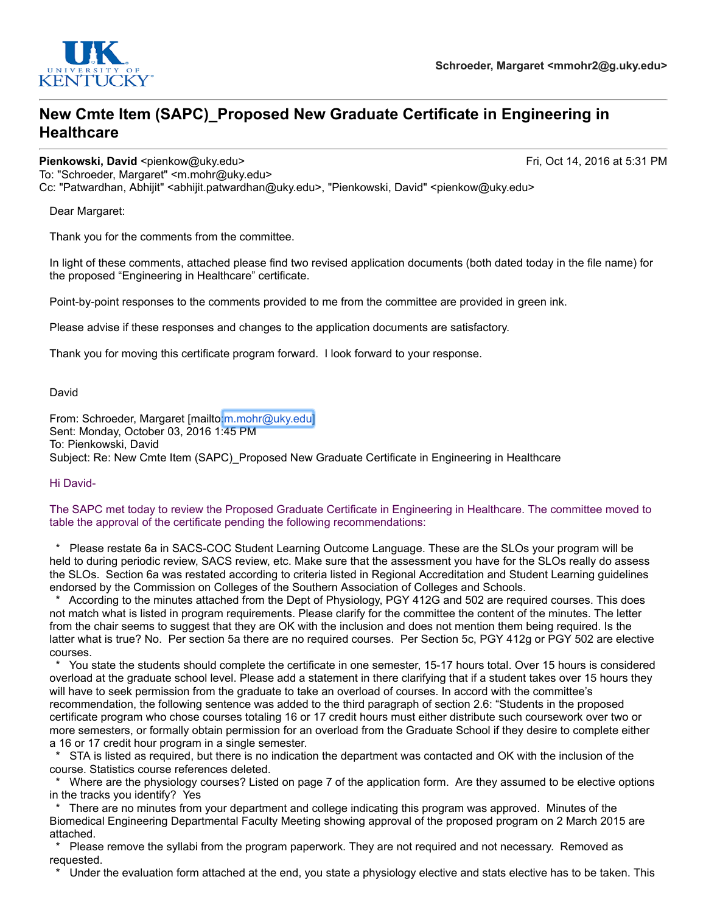Schroeder, Margaret <mmohr2@g.uky.edu>

# New Cmte Item (SAPC)_Proposed New Graduate Certificate in Engineering in Healthcare

**Pienkowski, David** <pienkow@uky.edu> Fri, Oct 14, 2016 at 5:31 PM
To: "Schroeder, Margaret" <m.mohr@uky.edu>
Cc: "Patwardhan, Abhijit" <abhijit.patwardhan@uky.edu>, "Pienkowski, David" <pienkow@uky.edu>

Dear Margaret:

Thank you for the comments from the committee.

In light of these comments, attached please find two revised application documents (both dated today in the file name) for the proposed "Engineering in Healthcare" certificate.

Point-by-point responses to the comments provided to me from the committee are provided in green ink.

Please advise if these responses and changes to the application documents are satisfactory.

Thank you for moving this certificate program forward. I look forward to your response.

David

From: Schroeder, Margaret [mailto:m.mohr@uky.edu]
Sent: Monday, October 03, 2016 1:45 PM
To: Pienkowski, David
Subject: Re: New Cmte Item (SAPC)_Proposed New Graduate Certificate in Engineering in Healthcare

Hi David-

The SAPC met today to review the Proposed Graduate Certificate in Engineering in Healthcare. The committee moved to table the approval of the certificate pending the following recommendations:

* Please restate 6a in SACS-COC Student Learning Outcome Language. These are the SLOs your program will be held to during periodic review, SACS review, etc. Make sure that the assessment you have for the SLOs really do assess the SLOs. Section 6a was restated according to criteria listed in Regional Accreditation and Student Learning guidelines endorsed by the Commission on Colleges of the Southern Association of Colleges and Schools.
* According to the minutes attached from the Dept of Physiology, PGY 412G and 502 are required courses. This does not match what is listed in program requirements. Please clarify for the committee the content of the minutes. The letter from the chair seems to suggest that they are OK with the inclusion and does not mention them being required. Is the latter what is true? No. Per section 5a there are no required courses. Per Section 5c, PGY 412g or PGY 502 are elective courses.
* You state the students should complete the certificate in one semester, 15-17 hours total. Over 15 hours is considered overload at the graduate school level. Please add a statement in there clarifying that if a student takes over 15 hours they will have to seek permission from the graduate to take an overload of courses. In accord with the committee's recommendation, the following sentence was added to the third paragraph of section 2.6: "Students in the proposed certificate program who chose courses totaling 16 or 17 credit hours must either distribute such coursework over two or more semesters, or formally obtain permission for an overload from the Graduate School if they desire to complete either a 16 or 17 credit hour program in a single semester.
* STA is listed as required, but there is no indication the department was contacted and OK with the inclusion of the course. Statistics course references deleted.
* Where are the physiology courses? Listed on page 7 of the application form. Are they assumed to be elective options in the tracks you identify? Yes
* There are no minutes from your department and college indicating this program was approved. Minutes of the Biomedical Engineering Departmental Faculty Meeting showing approval of the proposed program on 2 March 2015 are attached.
* Please remove the syllabi from the program paperwork. They are not required and not necessary. Removed as requested.
* Under the evaluation form attached at the end, you state a physiology elective and stats elective has to be taken. This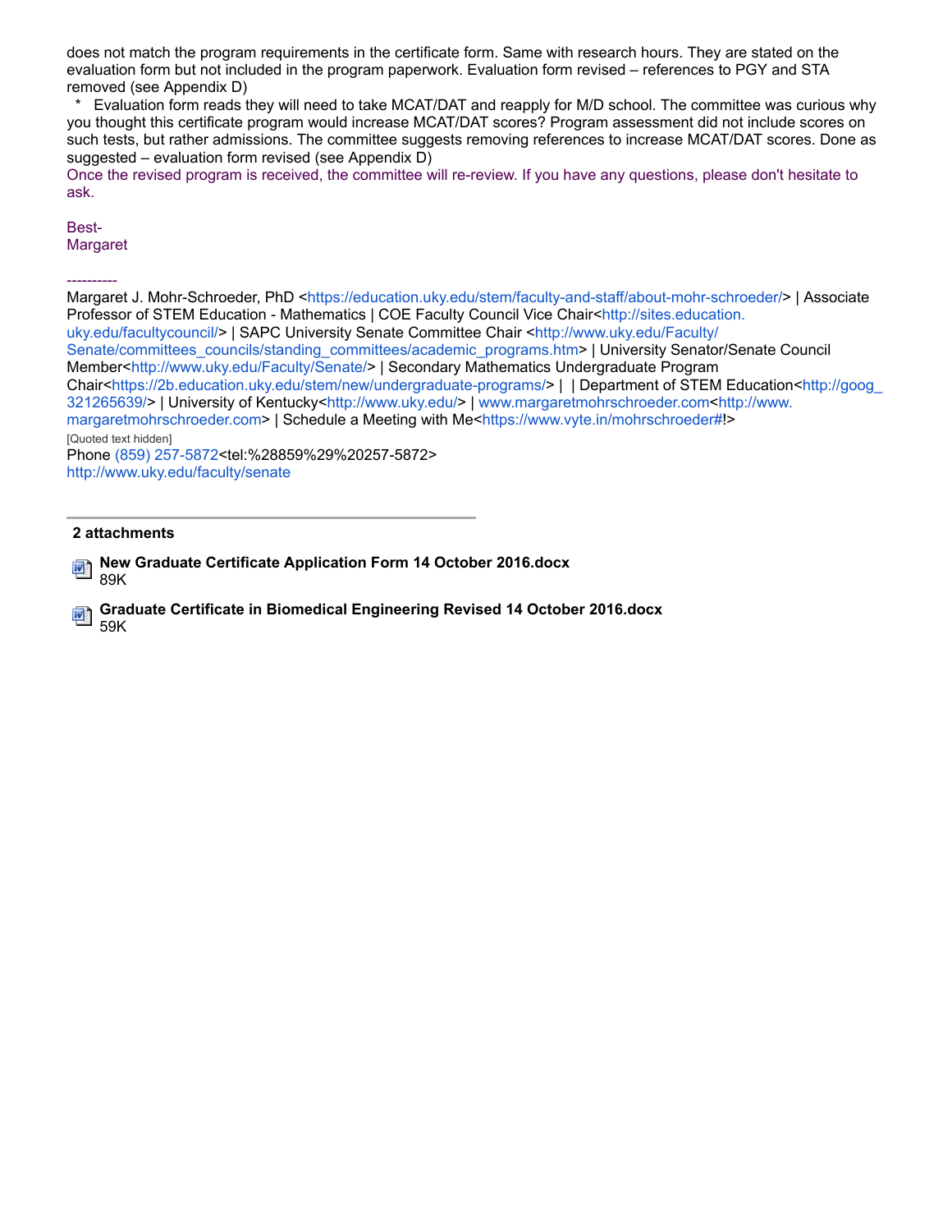does not match the program requirements in the certificate form. Same with research hours. They are stated on the evaluation form but not included in the program paperwork. Evaluation form revised – references to PGY and STA removed (see Appendix D)

  * Evaluation form reads they will need to take MCAT/DAT and reapply for M/D school. The committee was curious why you thought this certificate program would increase MCAT/DAT scores? Program assessment did not include scores on such tests, but rather admissions. The committee suggests removing references to increase MCAT/DAT scores. Done as suggested – evaluation form revised (see Appendix D)

Once the revised program is received, the committee will re-review. If you have any questions, please don't hesitate to ask.

Best-
Margaret

----------

Margaret J. Mohr-Schroeder, PhD <https://education.uky.edu/stem/faculty-and-staff/about-mohr-schroeder/> | Associate Professor of STEM Education - Mathematics | COE Faculty Council Vice Chair<http://sites.education.uky.edu/facultycouncil/> | SAPC University Senate Committee Chair <http://www.uky.edu/Faculty/Senate/committees_councils/standing_committees/academic_programs.htm> | University Senator/Senate Council Member<http://www.uky.edu/Faculty/Senate/> | Secondary Mathematics Undergraduate Program Chair<https://2b.education.uky.edu/stem/new/undergraduate-programs/> |  | Department of STEM Education<http://goog_321265639/> | University of Kentucky<http://www.uky.edu/> | www.margaretmohrschroeder.com<http://www.margaretmohrschroeder.com> | Schedule a Meeting with Me<https://www.vyte.in/mohrschroeder#!>

[Quoted text hidden]

Phone (859) 257-5872<tel:%28859%29%20257-5872>
http://www.uky.edu/faculty/senate

**2 attachments**

**New Graduate Certificate Application Form 14 October 2016.docx**
89K

**Graduate Certificate in Biomedical Engineering Revised 14 October 2016.docx**
59K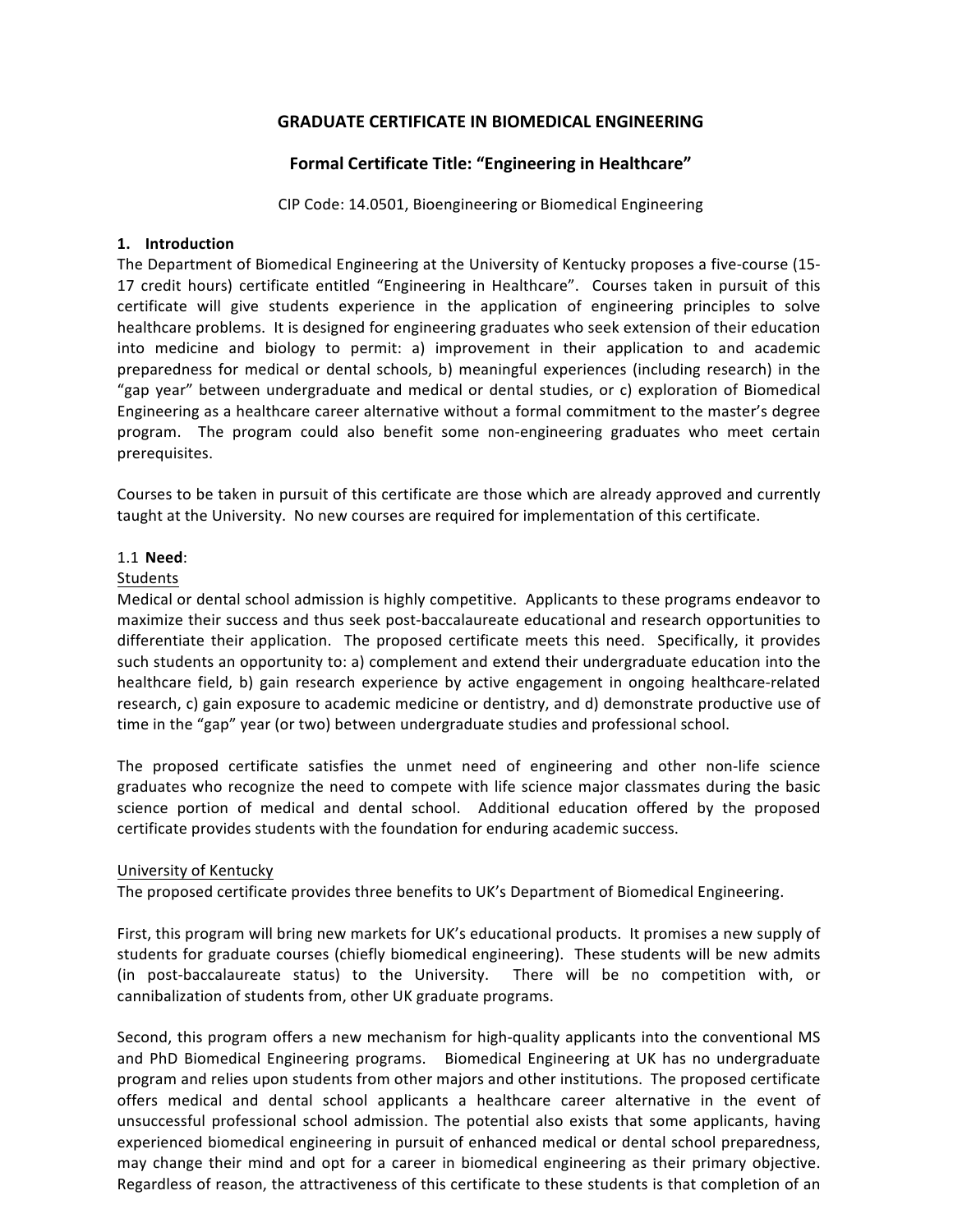# GRADUATE CERTIFICATE IN BIOMEDICAL ENGINEERING

## Formal Certificate Title: "Engineering in Healthcare"

CIP Code: 14.0501, Bioengineering or Biomedical Engineering

### 1. Introduction

The Department of Biomedical Engineering at the University of Kentucky proposes a five-course (15-17 credit hours) certificate entitled "Engineering in Healthcare". Courses taken in pursuit of this certificate will give students experience in the application of engineering principles to solve healthcare problems. It is designed for engineering graduates who seek extension of their education into medicine and biology to permit: a) improvement in their application to and academic preparedness for medical or dental schools, b) meaningful experiences (including research) in the "gap year" between undergraduate and medical or dental studies, or c) exploration of Biomedical Engineering as a healthcare career alternative without a formal commitment to the master's degree program. The program could also benefit some non-engineering graduates who meet certain prerequisites.

Courses to be taken in pursuit of this certificate are those which are already approved and currently taught at the University. No new courses are required for implementation of this certificate.

1.1 **Need**:

Students

Medical or dental school admission is highly competitive. Applicants to these programs endeavor to maximize their success and thus seek post-baccalaureate educational and research opportunities to differentiate their application. The proposed certificate meets this need. Specifically, it provides such students an opportunity to: a) complement and extend their undergraduate education into the healthcare field, b) gain research experience by active engagement in ongoing healthcare-related research, c) gain exposure to academic medicine or dentistry, and d) demonstrate productive use of time in the "gap" year (or two) between undergraduate studies and professional school.

The proposed certificate satisfies the unmet need of engineering and other non-life science graduates who recognize the need to compete with life science major classmates during the basic science portion of medical and dental school. Additional education offered by the proposed certificate provides students with the foundation for enduring academic success.

University of Kentucky

The proposed certificate provides three benefits to UK's Department of Biomedical Engineering.

First, this program will bring new markets for UK's educational products. It promises a new supply of students for graduate courses (chiefly biomedical engineering). These students will be new admits (in post-baccalaureate status) to the University. There will be no competition with, or cannibalization of students from, other UK graduate programs.

Second, this program offers a new mechanism for high-quality applicants into the conventional MS and PhD Biomedical Engineering programs. Biomedical Engineering at UK has no undergraduate program and relies upon students from other majors and other institutions. The proposed certificate offers medical and dental school applicants a healthcare career alternative in the event of unsuccessful professional school admission. The potential also exists that some applicants, having experienced biomedical engineering in pursuit of enhanced medical or dental school preparedness, may change their mind and opt for a career in biomedical engineering as their primary objective. Regardless of reason, the attractiveness of this certificate to these students is that completion of an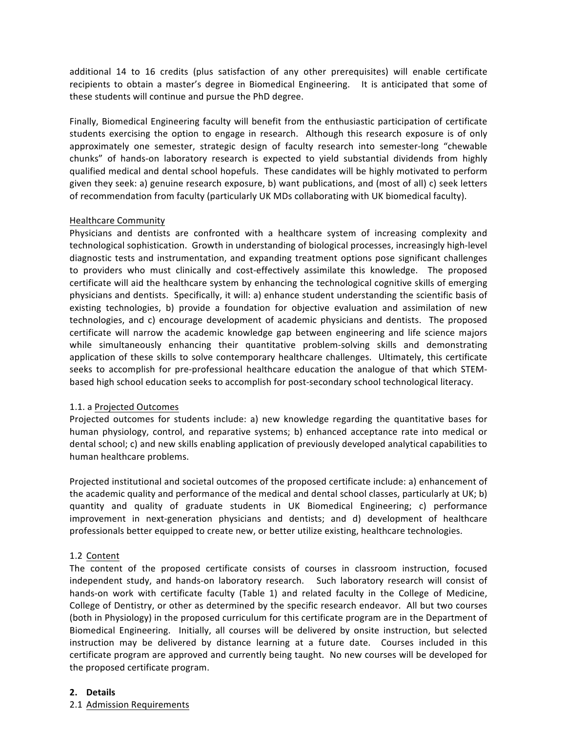additional 14 to 16 credits (plus satisfaction of any other prerequisites) will enable certificate recipients to obtain a master's degree in Biomedical Engineering. It is anticipated that some of these students will continue and pursue the PhD degree.

Finally, Biomedical Engineering faculty will benefit from the enthusiastic participation of certificate students exercising the option to engage in research. Although this research exposure is of only approximately one semester, strategic design of faculty research into semester-long "chewable chunks" of hands-on laboratory research is expected to yield substantial dividends from highly qualified medical and dental school hopefuls. These candidates will be highly motivated to perform given they seek: a) genuine research exposure, b) want publications, and (most of all) c) seek letters of recommendation from faculty (particularly UK MDs collaborating with UK biomedical faculty).

<u>Healthcare Community</u>

Physicians and dentists are confronted with a healthcare system of increasing complexity and technological sophistication. Growth in understanding of biological processes, increasingly high-level diagnostic tests and instrumentation, and expanding treatment options pose significant challenges to providers who must clinically and cost-effectively assimilate this knowledge. The proposed certificate will aid the healthcare system by enhancing the technological cognitive skills of emerging physicians and dentists. Specifically, it will: a) enhance student understanding the scientific basis of existing technologies, b) provide a foundation for objective evaluation and assimilation of new technologies, and c) encourage development of academic physicians and dentists. The proposed certificate will narrow the academic knowledge gap between engineering and life science majors while simultaneously enhancing their quantitative problem-solving skills and demonstrating application of these skills to solve contemporary healthcare challenges. Ultimately, this certificate seeks to accomplish for pre-professional healthcare education the analogue of that which STEM-based high school education seeks to accomplish for post-secondary school technological literacy.

1.1. a <u>Projected Outcomes</u>

Projected outcomes for students include: a) new knowledge regarding the quantitative bases for human physiology, control, and reparative systems; b) enhanced acceptance rate into medical or dental school; c) and new skills enabling application of previously developed analytical capabilities to human healthcare problems.

Projected institutional and societal outcomes of the proposed certificate include: a) enhancement of the academic quality and performance of the medical and dental school classes, particularly at UK; b) quantity and quality of graduate students in UK Biomedical Engineering; c) performance improvement in next-generation physicians and dentists; and d) development of healthcare professionals better equipped to create new, or better utilize existing, healthcare technologies.

1.2 <u>Content</u>

The content of the proposed certificate consists of courses in classroom instruction, focused independent study, and hands-on laboratory research. Such laboratory research will consist of hands-on work with certificate faculty (Table 1) and related faculty in the College of Medicine, College of Dentistry, or other as determined by the specific research endeavor. All but two courses (both in Physiology) in the proposed curriculum for this certificate program are in the Department of Biomedical Engineering. Initially, all courses will be delivered by onsite instruction, but selected instruction may be delivered by distance learning at a future date. Courses included in this certificate program are approved and currently being taught. No new courses will be developed for the proposed certificate program.

## 2. Details

2.1 <u>Admission Requirements</u>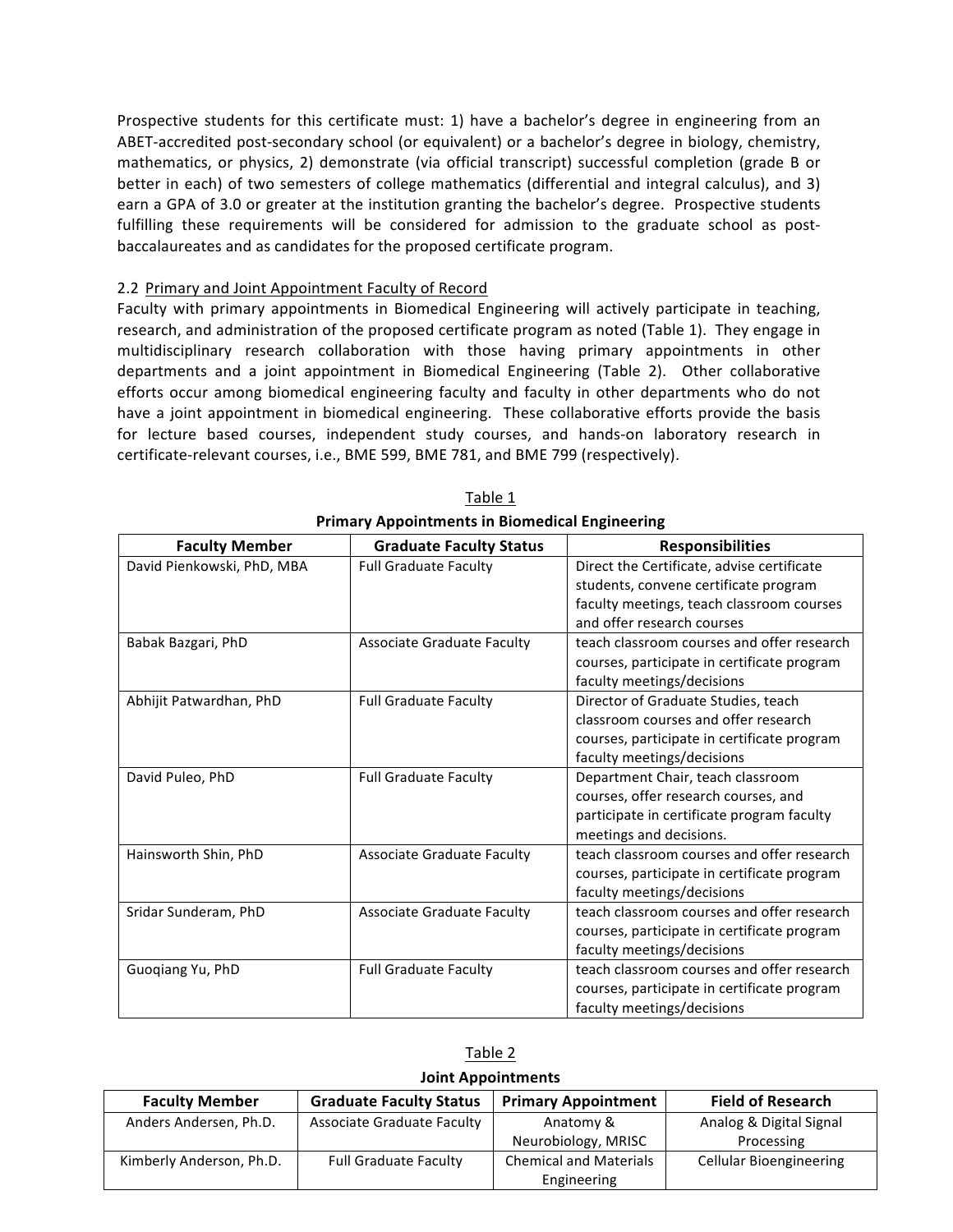Prospective students for this certificate must: 1) have a bachelor's degree in engineering from an ABET-accredited post-secondary school (or equivalent) or a bachelor's degree in biology, chemistry, mathematics, or physics, 2) demonstrate (via official transcript) successful completion (grade B or better in each) of two semesters of college mathematics (differential and integral calculus), and 3) earn a GPA of 3.0 or greater at the institution granting the bachelor's degree. Prospective students fulfilling these requirements will be considered for admission to the graduate school as post-baccalaureates and as candidates for the proposed certificate program.

### 2.2 Primary and Joint Appointment Faculty of Record

Faculty with primary appointments in Biomedical Engineering will actively participate in teaching, research, and administration of the proposed certificate program as noted (Table 1). They engage in multidisciplinary research collaboration with those having primary appointments in other departments and a joint appointment in Biomedical Engineering (Table 2). Other collaborative efforts occur among biomedical engineering faculty and faculty in other departments who do not have a joint appointment in biomedical engineering. These collaborative efforts provide the basis for lecture based courses, independent study courses, and hands-on laboratory research in certificate-relevant courses, i.e., BME 599, BME 781, and BME 799 (respectively).

Table 1

**Primary Appointments in Biomedical Engineering**

| Faculty Member | Graduate Faculty Status | Responsibilities |
|---|---|---|
| David Pienkowski, PhD, MBA | Full Graduate Faculty | Direct the Certificate, advise certificate students, convene certificate program faculty meetings, teach classroom courses and offer research courses |
| Babak Bazgari, PhD | Associate Graduate Faculty | teach classroom courses and offer research courses, participate in certificate program faculty meetings/decisions |
| Abhijit Patwardhan, PhD | Full Graduate Faculty | Director of Graduate Studies, teach classroom courses and offer research courses, participate in certificate program faculty meetings/decisions |
| David Puleo, PhD | Full Graduate Faculty | Department Chair, teach classroom courses, offer research courses, and participate in certificate program faculty meetings and decisions. |
| Hainsworth Shin, PhD | Associate Graduate Faculty | teach classroom courses and offer research courses, participate in certificate program faculty meetings/decisions |
| Sridar Sunderam, PhD | Associate Graduate Faculty | teach classroom courses and offer research courses, participate in certificate program faculty meetings/decisions |
| Guoqiang Yu, PhD | Full Graduate Faculty | teach classroom courses and offer research courses, participate in certificate program faculty meetings/decisions |

Table 2

**Joint Appointments**

| Faculty Member | Graduate Faculty Status | Primary Appointment | Field of Research |
|---|---|---|---|
| Anders Andersen, Ph.D. | Associate Graduate Faculty | Anatomy & Neurobiology, MRISC | Analog & Digital Signal Processing |
| Kimberly Anderson, Ph.D. | Full Graduate Faculty | Chemical and Materials Engineering | Cellular Bioengineering |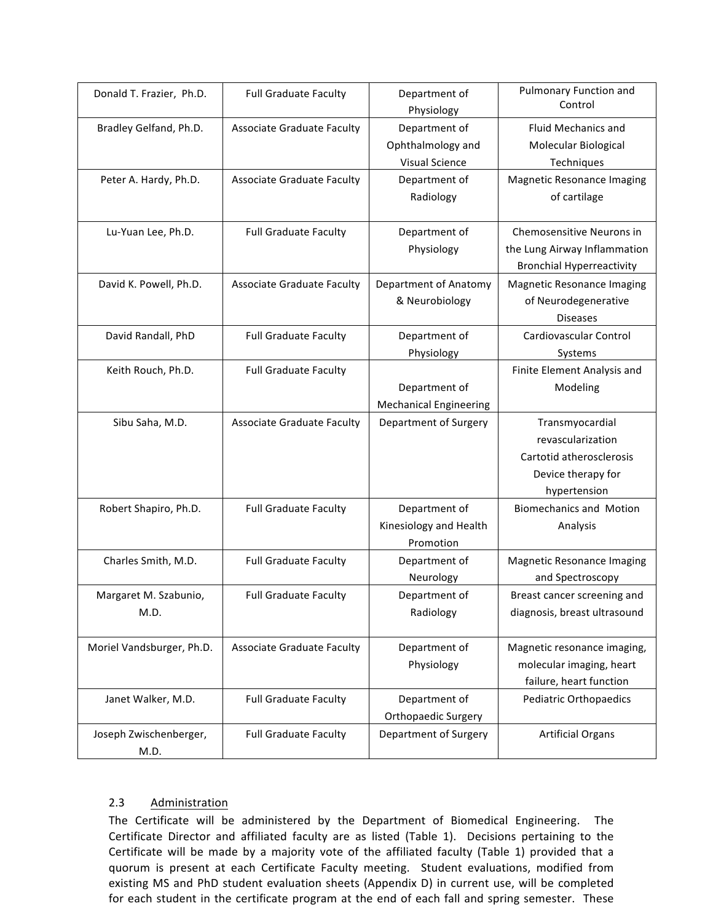| | | | |
|---|---|---|---|
| Donald T. Frazier, Ph.D. | Full Graduate Faculty | Department of Physiology | Pulmonary Function and Control |
| Bradley Gelfand, Ph.D. | Associate Graduate Faculty | Department of Ophthalmology and Visual Science | Fluid Mechanics and Molecular Biological Techniques |
| Peter A. Hardy, Ph.D. | Associate Graduate Faculty | Department of Radiology | Magnetic Resonance Imaging of cartilage |
| Lu-Yuan Lee, Ph.D. | Full Graduate Faculty | Department of Physiology | Chemosensitive Neurons in the Lung Airway Inflammation Bronchial Hyperreactivity |
| David K. Powell, Ph.D. | Associate Graduate Faculty | Department of Anatomy & Neurobiology | Magnetic Resonance Imaging of Neurodegenerative Diseases |
| David Randall, PhD | Full Graduate Faculty | Department of Physiology | Cardiovascular Control Systems |
| Keith Rouch, Ph.D. | Full Graduate Faculty | Department of Mechanical Engineering | Finite Element Analysis and Modeling |
| Sibu Saha, M.D. | Associate Graduate Faculty | Department of Surgery | Transmyocardial revascularization Cartotid atherosclerosis Device therapy for hypertension |
| Robert Shapiro, Ph.D. | Full Graduate Faculty | Department of Kinesiology and Health Promotion | Biomechanics and Motion Analysis |
| Charles Smith, M.D. | Full Graduate Faculty | Department of Neurology | Magnetic Resonance Imaging and Spectroscopy |
| Margaret M. Szabunio, M.D. | Full Graduate Faculty | Department of Radiology | Breast cancer screening and diagnosis, breast ultrasound |
| Moriel Vandsburger, Ph.D. | Associate Graduate Faculty | Department of Physiology | Magnetic resonance imaging, molecular imaging, heart failure, heart function |
| Janet Walker, M.D. | Full Graduate Faculty | Department of Orthopaedic Surgery | Pediatric Orthopaedics |
| Joseph Zwischenberger, M.D. | Full Graduate Faculty | Department of Surgery | Artificial Organs |

## 2.3 Administration

The Certificate will be administered by the Department of Biomedical Engineering. The Certificate Director and affiliated faculty are as listed (Table 1). Decisions pertaining to the Certificate will be made by a majority vote of the affiliated faculty (Table 1) provided that a quorum is present at each Certificate Faculty meeting. Student evaluations, modified from existing MS and PhD student evaluation sheets (Appendix D) in current use, will be completed for each student in the certificate program at the end of each fall and spring semester. These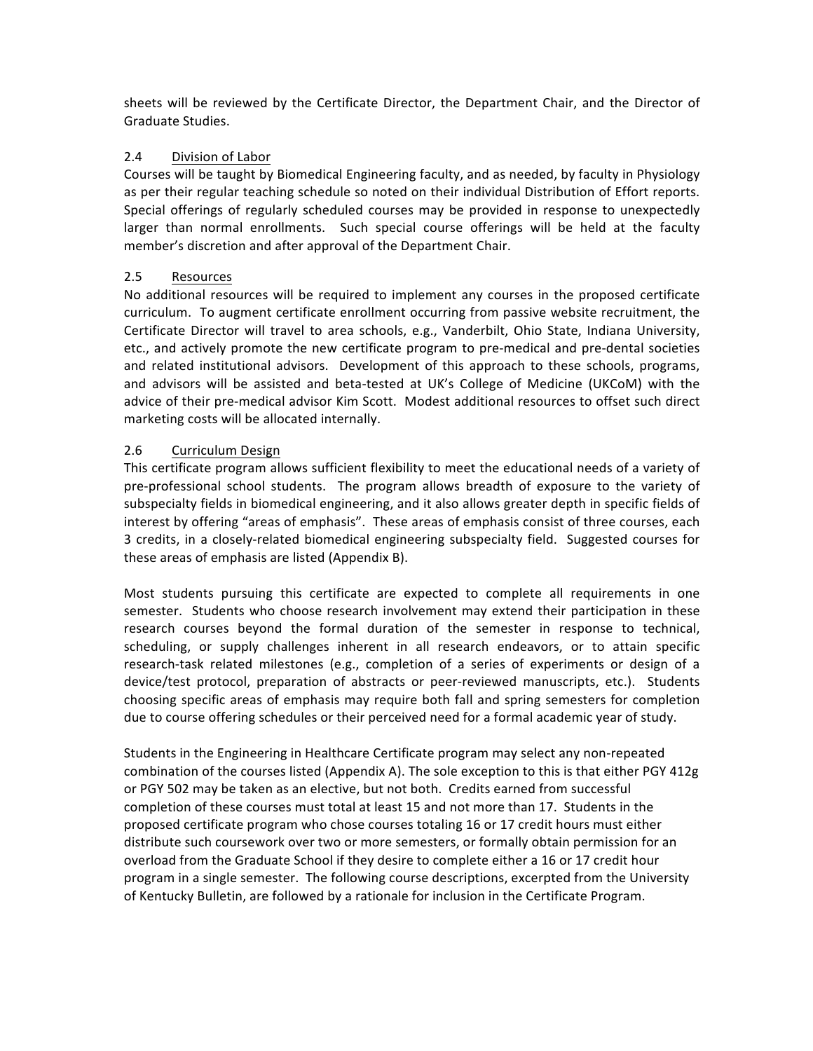sheets will be reviewed by the Certificate Director, the Department Chair, and the Director of Graduate Studies.

### 2.4 Division of Labor

Courses will be taught by Biomedical Engineering faculty, and as needed, by faculty in Physiology as per their regular teaching schedule so noted on their individual Distribution of Effort reports. Special offerings of regularly scheduled courses may be provided in response to unexpectedly larger than normal enrollments. Such special course offerings will be held at the faculty member's discretion and after approval of the Department Chair.

### 2.5 Resources

No additional resources will be required to implement any courses in the proposed certificate curriculum. To augment certificate enrollment occurring from passive website recruitment, the Certificate Director will travel to area schools, e.g., Vanderbilt, Ohio State, Indiana University, etc., and actively promote the new certificate program to pre-medical and pre-dental societies and related institutional advisors. Development of this approach to these schools, programs, and advisors will be assisted and beta-tested at UK's College of Medicine (UKCoM) with the advice of their pre-medical advisor Kim Scott. Modest additional resources to offset such direct marketing costs will be allocated internally.

### 2.6 Curriculum Design

This certificate program allows sufficient flexibility to meet the educational needs of a variety of pre-professional school students. The program allows breadth of exposure to the variety of subspecialty fields in biomedical engineering, and it also allows greater depth in specific fields of interest by offering "areas of emphasis". These areas of emphasis consist of three courses, each 3 credits, in a closely-related biomedical engineering subspecialty field. Suggested courses for these areas of emphasis are listed (Appendix B).

Most students pursuing this certificate are expected to complete all requirements in one semester. Students who choose research involvement may extend their participation in these research courses beyond the formal duration of the semester in response to technical, scheduling, or supply challenges inherent in all research endeavors, or to attain specific research-task related milestones (e.g., completion of a series of experiments or design of a device/test protocol, preparation of abstracts or peer-reviewed manuscripts, etc.). Students choosing specific areas of emphasis may require both fall and spring semesters for completion due to course offering schedules or their perceived need for a formal academic year of study.

Students in the Engineering in Healthcare Certificate program may select any non-repeated combination of the courses listed (Appendix A). The sole exception to this is that either PGY 412g or PGY 502 may be taken as an elective, but not both. Credits earned from successful completion of these courses must total at least 15 and not more than 17. Students in the proposed certificate program who chose courses totaling 16 or 17 credit hours must either distribute such coursework over two or more semesters, or formally obtain permission for an overload from the Graduate School if they desire to complete either a 16 or 17 credit hour program in a single semester. The following course descriptions, excerpted from the University of Kentucky Bulletin, are followed by a rationale for inclusion in the Certificate Program.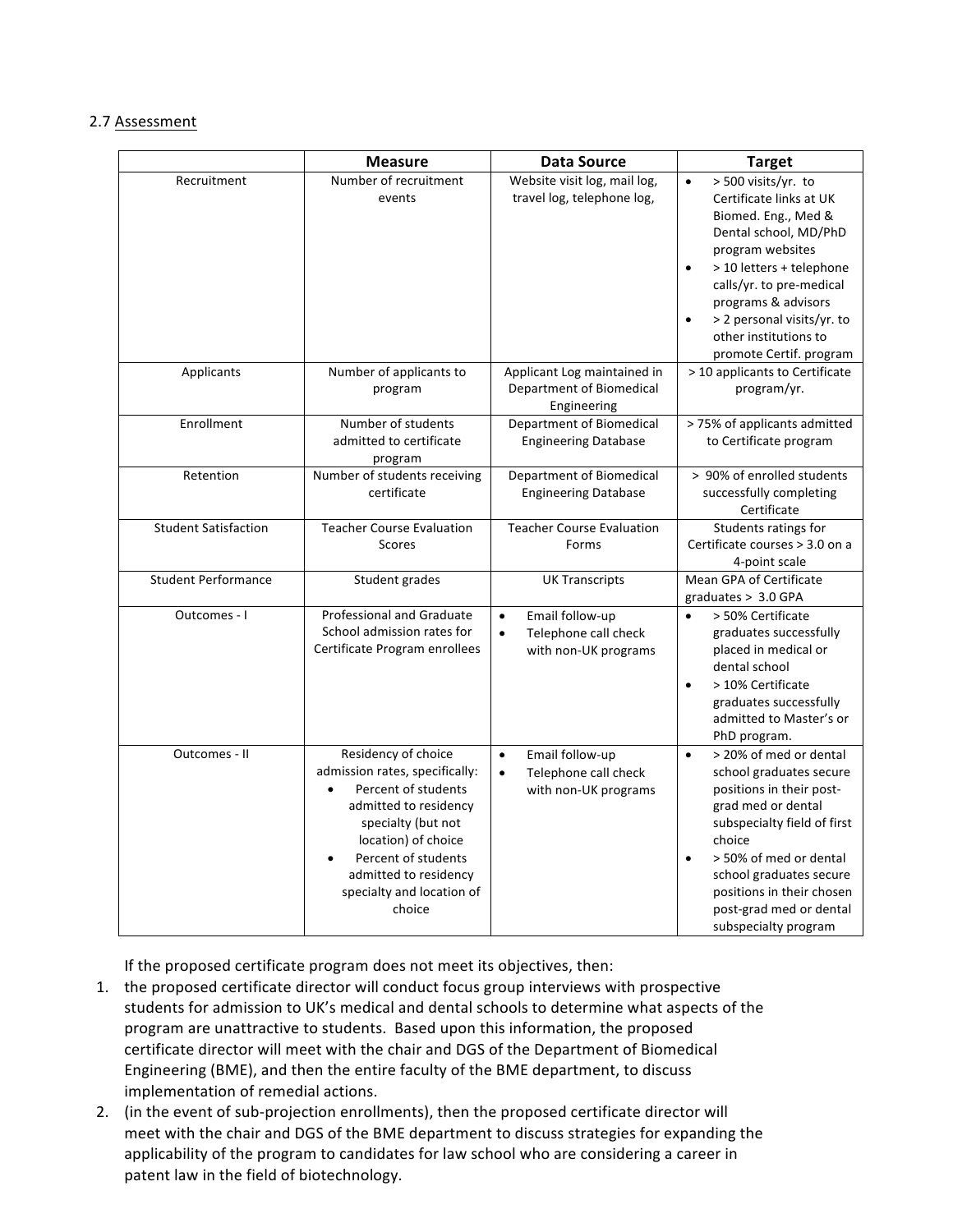2.7 Assessment

| | Measure | Data Source | Target |
|---|---|---|---|
| Recruitment | Number of recruitment events | Website visit log, mail log, travel log, telephone log, | • > 500 visits/yr. to Certificate links at UK Biomed. Eng., Med & Dental school, MD/PhD program websites<br>• > 10 letters + telephone calls/yr. to pre-medical programs & advisors<br>• > 2 personal visits/yr. to other institutions to promote Certif. program |
| Applicants | Number of applicants to program | Applicant Log maintained in Department of Biomedical Engineering | > 10 applicants to Certificate program/yr. |
| Enrollment | Number of students admitted to certificate program | Department of Biomedical Engineering Database | > 75% of applicants admitted to Certificate program |
| Retention | Number of students receiving certificate | Department of Biomedical Engineering Database | > 90% of enrolled students successfully completing Certificate |
| Student Satisfaction | Teacher Course Evaluation Scores | Teacher Course Evaluation Forms | Students ratings for Certificate courses > 3.0 on a 4-point scale |
| Student Performance | Student grades | UK Transcripts | Mean GPA of Certificate graduates > 3.0 GPA |
| Outcomes - I | Professional and Graduate School admission rates for Certificate Program enrollees | • Email follow-up<br>• Telephone call check with non-UK programs | • > 50% Certificate graduates successfully placed in medical or dental school<br>• > 10% Certificate graduates successfully admitted to Master's or PhD program. |
| Outcomes - II | Residency of choice admission rates, specifically:<br>• Percent of students admitted to residency specialty (but not location) of choice<br>• Percent of students admitted to residency specialty and location of choice | • Email follow-up<br>• Telephone call check with non-UK programs | • > 20% of med or dental school graduates secure positions in their post-grad med or dental subspecialty field of first choice<br>• > 50% of med or dental school graduates secure positions in their chosen post-grad med or dental subspecialty program |

If the proposed certificate program does not meet its objectives, then:

1. the proposed certificate director will conduct focus group interviews with prospective students for admission to UK's medical and dental schools to determine what aspects of the program are unattractive to students. Based upon this information, the proposed certificate director will meet with the chair and DGS of the Department of Biomedical Engineering (BME), and then the entire faculty of the BME department, to discuss implementation of remedial actions.
2. (in the event of sub-projection enrollments), then the proposed certificate director will meet with the chair and DGS of the BME department to discuss strategies for expanding the applicability of the program to candidates for law school who are considering a career in patent law in the field of biotechnology.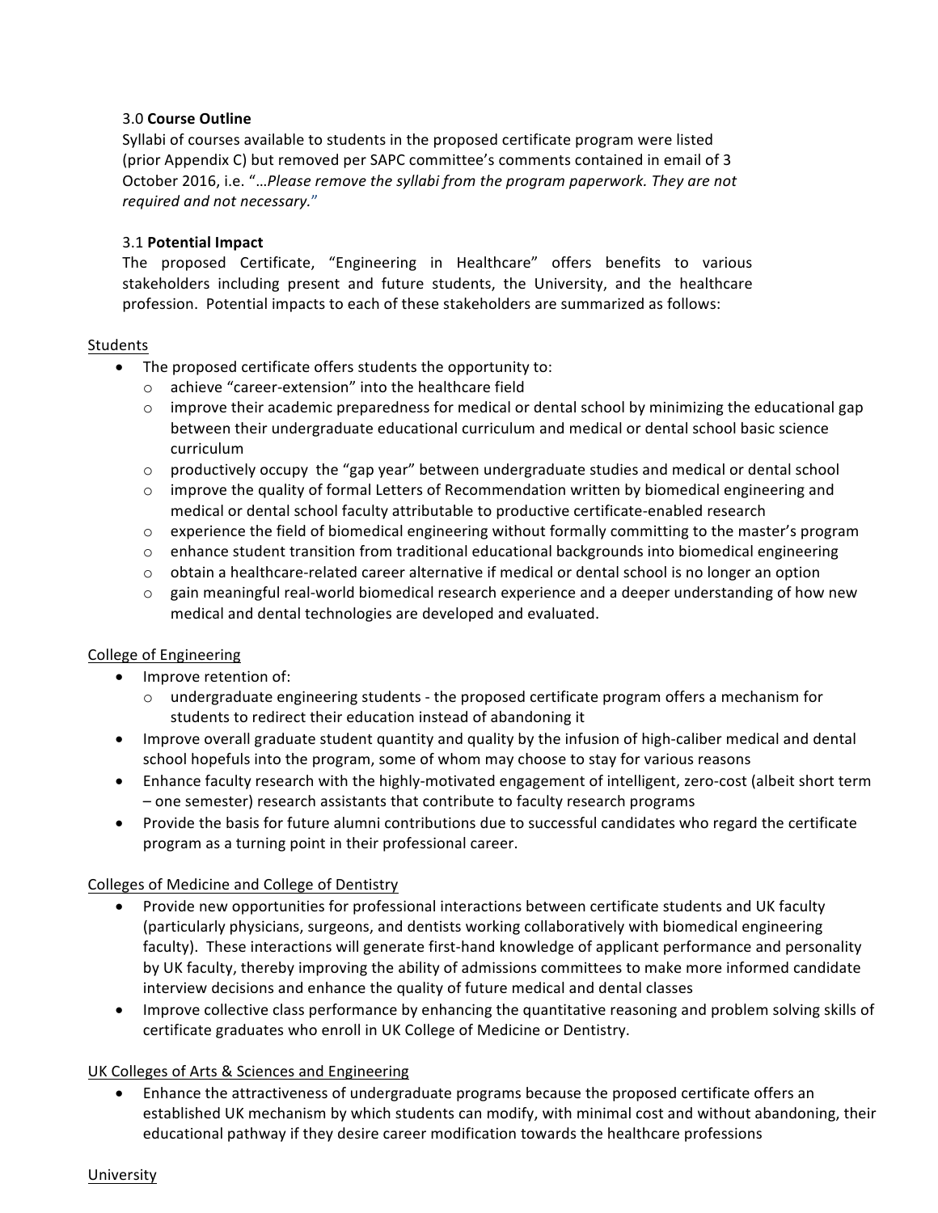### 3.0 **Course Outline**

Syllabi of courses available to students in the proposed certificate program were listed (prior Appendix C) but removed per SAPC committee's comments contained in email of 3 October 2016, i.e. "…*Please remove the syllabi from the program paperwork. They are not required and not necessary.*"

### 3.1 **Potential Impact**

The proposed Certificate, "Engineering in Healthcare" offers benefits to various stakeholders including present and future students, the University, and the healthcare profession. Potential impacts to each of these stakeholders are summarized as follows:

<u>Students</u>

- The proposed certificate offers students the opportunity to:
  - achieve "career-extension" into the healthcare field
  - improve their academic preparedness for medical or dental school by minimizing the educational gap between their undergraduate educational curriculum and medical or dental school basic science curriculum
  - productively occupy the "gap year" between undergraduate studies and medical or dental school
  - improve the quality of formal Letters of Recommendation written by biomedical engineering and medical or dental school faculty attributable to productive certificate-enabled research
  - experience the field of biomedical engineering without formally committing to the master's program
  - enhance student transition from traditional educational backgrounds into biomedical engineering
  - obtain a healthcare-related career alternative if medical or dental school is no longer an option
  - gain meaningful real-world biomedical research experience and a deeper understanding of how new medical and dental technologies are developed and evaluated.

<u>College of Engineering</u>

- Improve retention of:
  - undergraduate engineering students - the proposed certificate program offers a mechanism for students to redirect their education instead of abandoning it
- Improve overall graduate student quantity and quality by the infusion of high-caliber medical and dental school hopefuls into the program, some of whom may choose to stay for various reasons
- Enhance faculty research with the highly-motivated engagement of intelligent, zero-cost (albeit short term – one semester) research assistants that contribute to faculty research programs
- Provide the basis for future alumni contributions due to successful candidates who regard the certificate program as a turning point in their professional career.

<u>Colleges of Medicine and College of Dentistry</u>

- Provide new opportunities for professional interactions between certificate students and UK faculty (particularly physicians, surgeons, and dentists working collaboratively with biomedical engineering faculty). These interactions will generate first-hand knowledge of applicant performance and personality by UK faculty, thereby improving the ability of admissions committees to make more informed candidate interview decisions and enhance the quality of future medical and dental classes
- Improve collective class performance by enhancing the quantitative reasoning and problem solving skills of certificate graduates who enroll in UK College of Medicine or Dentistry.

<u>UK Colleges of Arts & Sciences and Engineering</u>

- Enhance the attractiveness of undergraduate programs because the proposed certificate offers an established UK mechanism by which students can modify, with minimal cost and without abandoning, their educational pathway if they desire career modification towards the healthcare professions

<u>University</u>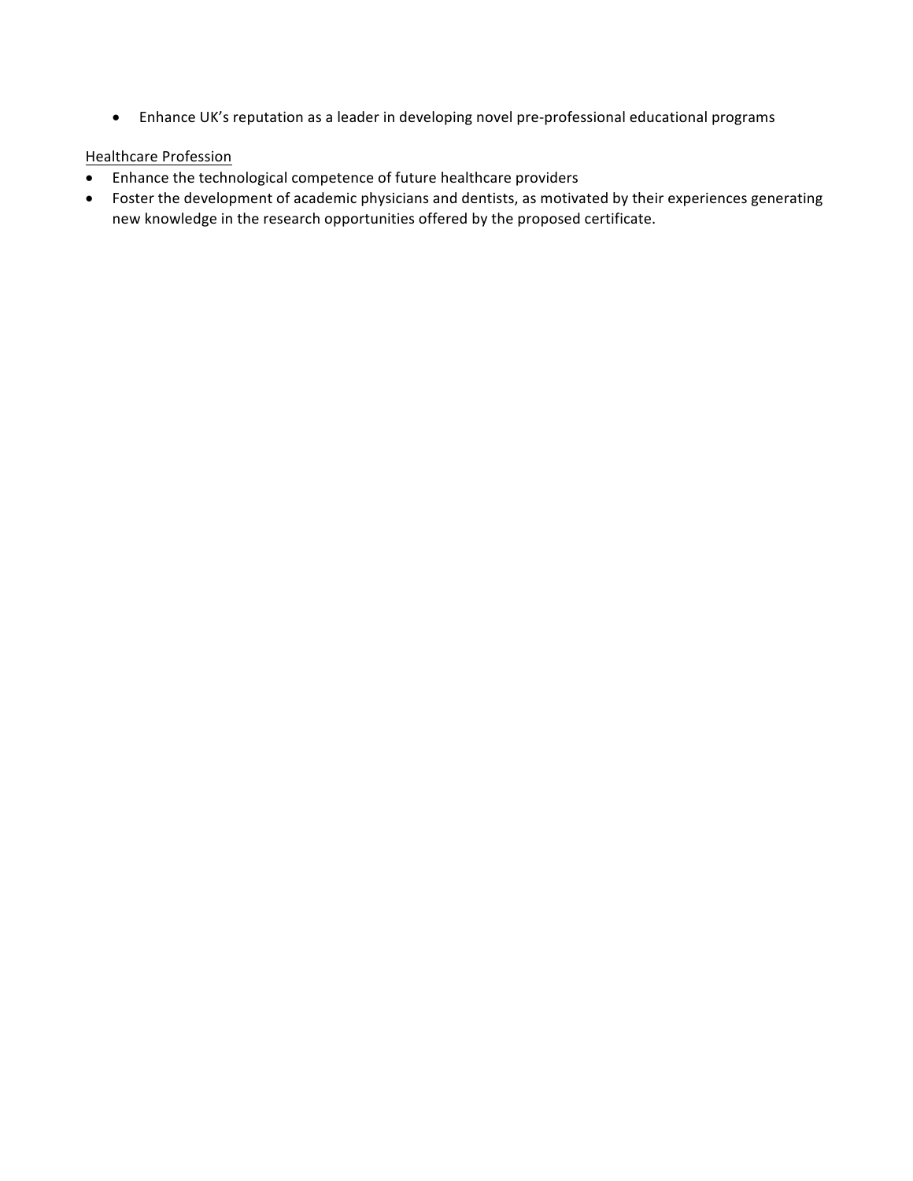- Enhance UK's reputation as a leader in developing novel pre-professional educational programs

Healthcare Profession

- Enhance the technological competence of future healthcare providers
- Foster the development of academic physicians and dentists, as motivated by their experiences generating new knowledge in the research opportunities offered by the proposed certificate.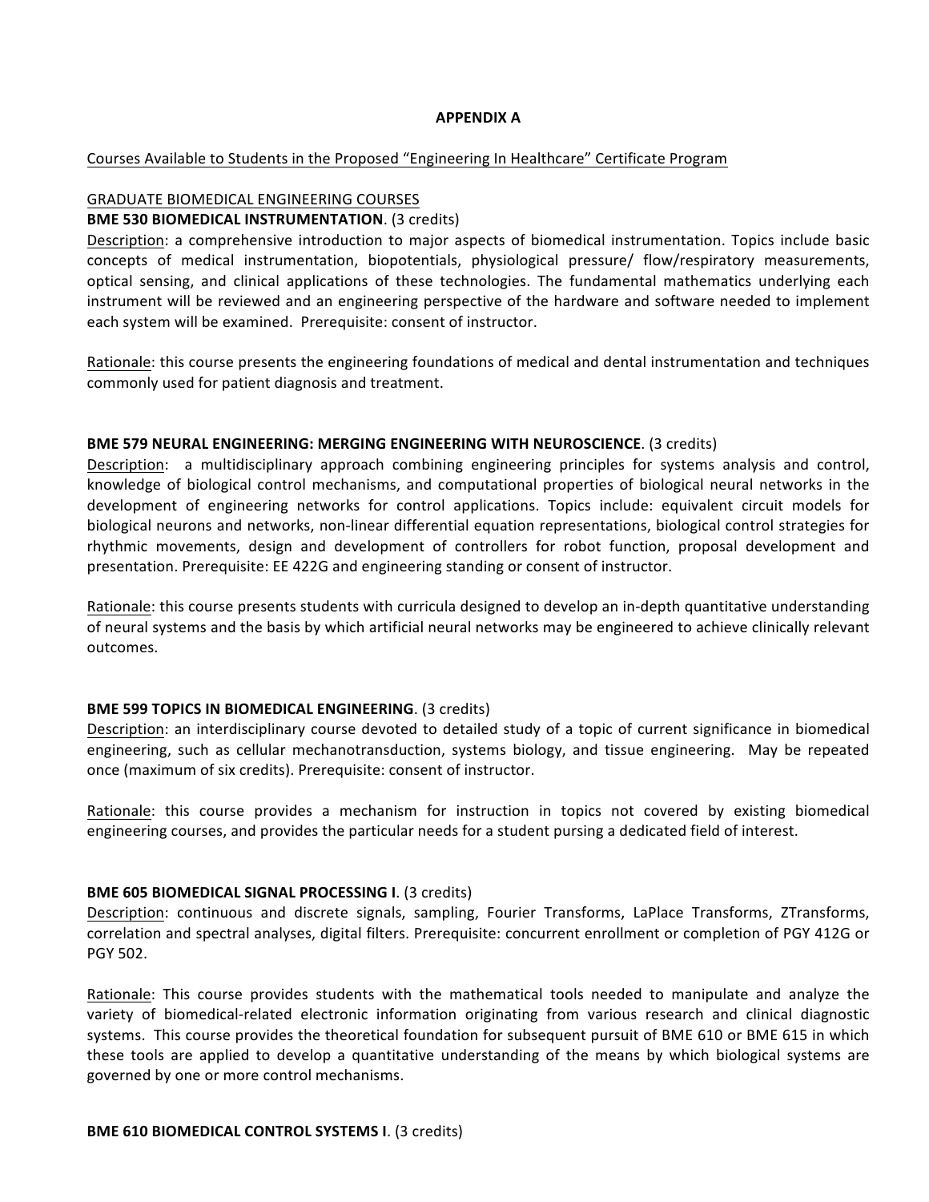## APPENDIX A

Courses Available to Students in the Proposed "Engineering In Healthcare" Certificate Program

### GRADUATE BIOMEDICAL ENGINEERING COURSES

**BME 530 BIOMEDICAL INSTRUMENTATION**. (3 credits)

Description: a comprehensive introduction to major aspects of biomedical instrumentation. Topics include basic concepts of medical instrumentation, biopotentials, physiological pressure/ flow/respiratory measurements, optical sensing, and clinical applications of these technologies. The fundamental mathematics underlying each instrument will be reviewed and an engineering perspective of the hardware and software needed to implement each system will be examined. Prerequisite: consent of instructor.

Rationale: this course presents the engineering foundations of medical and dental instrumentation and techniques commonly used for patient diagnosis and treatment.

**BME 579 NEURAL ENGINEERING: MERGING ENGINEERING WITH NEUROSCIENCE**. (3 credits)

Description: a multidisciplinary approach combining engineering principles for systems analysis and control, knowledge of biological control mechanisms, and computational properties of biological neural networks in the development of engineering networks for control applications. Topics include: equivalent circuit models for biological neurons and networks, non-linear differential equation representations, biological control strategies for rhythmic movements, design and development of controllers for robot function, proposal development and presentation. Prerequisite: EE 422G and engineering standing or consent of instructor.

Rationale: this course presents students with curricula designed to develop an in-depth quantitative understanding of neural systems and the basis by which artificial neural networks may be engineered to achieve clinically relevant outcomes.

**BME 599 TOPICS IN BIOMEDICAL ENGINEERING**. (3 credits)

Description: an interdisciplinary course devoted to detailed study of a topic of current significance in biomedical engineering, such as cellular mechanotransduction, systems biology, and tissue engineering. May be repeated once (maximum of six credits). Prerequisite: consent of instructor.

Rationale: this course provides a mechanism for instruction in topics not covered by existing biomedical engineering courses, and provides the particular needs for a student pursing a dedicated field of interest.

**BME 605 BIOMEDICAL SIGNAL PROCESSING I**. (3 credits)

Description: continuous and discrete signals, sampling, Fourier Transforms, LaPlace Transforms, ZTransforms, correlation and spectral analyses, digital filters. Prerequisite: concurrent enrollment or completion of PGY 412G or PGY 502.

Rationale: This course provides students with the mathematical tools needed to manipulate and analyze the variety of biomedical-related electronic information originating from various research and clinical diagnostic systems. This course provides the theoretical foundation for subsequent pursuit of BME 610 or BME 615 in which these tools are applied to develop a quantitative understanding of the means by which biological systems are governed by one or more control mechanisms.

**BME 610 BIOMEDICAL CONTROL SYSTEMS I**. (3 credits)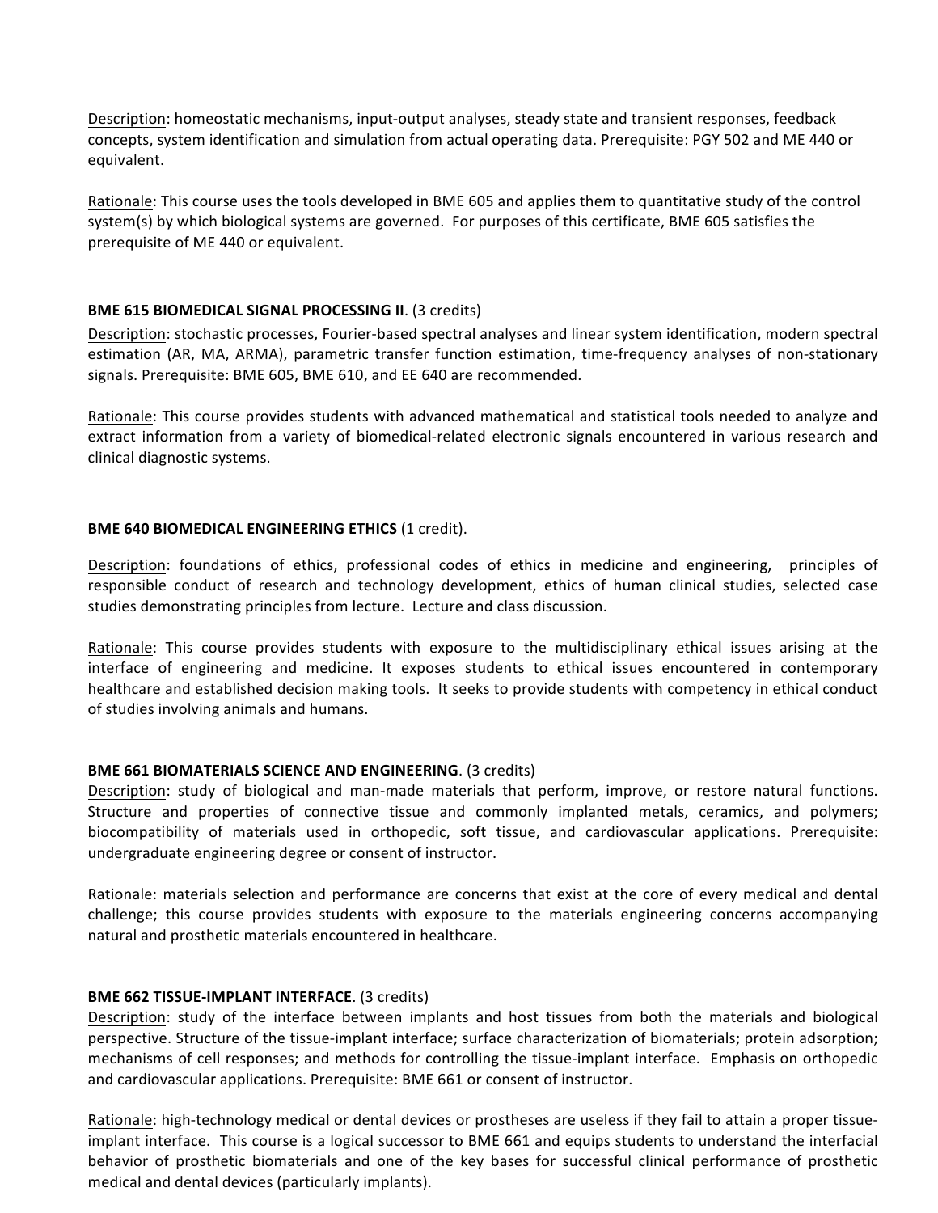Description: homeostatic mechanisms, input-output analyses, steady state and transient responses, feedback concepts, system identification and simulation from actual operating data. Prerequisite: PGY 502 and ME 440 or equivalent.

Rationale: This course uses the tools developed in BME 605 and applies them to quantitative study of the control system(s) by which biological systems are governed. For purposes of this certificate, BME 605 satisfies the prerequisite of ME 440 or equivalent.

**BME 615 BIOMEDICAL SIGNAL PROCESSING II**. (3 credits)

Description: stochastic processes, Fourier-based spectral analyses and linear system identification, modern spectral estimation (AR, MA, ARMA), parametric transfer function estimation, time-frequency analyses of non-stationary signals. Prerequisite: BME 605, BME 610, and EE 640 are recommended.

Rationale: This course provides students with advanced mathematical and statistical tools needed to analyze and extract information from a variety of biomedical-related electronic signals encountered in various research and clinical diagnostic systems.

**BME 640 BIOMEDICAL ENGINEERING ETHICS** (1 credit).

Description: foundations of ethics, professional codes of ethics in medicine and engineering, principles of responsible conduct of research and technology development, ethics of human clinical studies, selected case studies demonstrating principles from lecture. Lecture and class discussion.

Rationale: This course provides students with exposure to the multidisciplinary ethical issues arising at the interface of engineering and medicine. It exposes students to ethical issues encountered in contemporary healthcare and established decision making tools. It seeks to provide students with competency in ethical conduct of studies involving animals and humans.

**BME 661 BIOMATERIALS SCIENCE AND ENGINEERING**. (3 credits)

Description: study of biological and man-made materials that perform, improve, or restore natural functions. Structure and properties of connective tissue and commonly implanted metals, ceramics, and polymers; biocompatibility of materials used in orthopedic, soft tissue, and cardiovascular applications. Prerequisite: undergraduate engineering degree or consent of instructor.

Rationale: materials selection and performance are concerns that exist at the core of every medical and dental challenge; this course provides students with exposure to the materials engineering concerns accompanying natural and prosthetic materials encountered in healthcare.

**BME 662 TISSUE-IMPLANT INTERFACE**. (3 credits)

Description: study of the interface between implants and host tissues from both the materials and biological perspective. Structure of the tissue-implant interface; surface characterization of biomaterials; protein adsorption; mechanisms of cell responses; and methods for controlling the tissue-implant interface. Emphasis on orthopedic and cardiovascular applications. Prerequisite: BME 661 or consent of instructor.

Rationale: high-technology medical or dental devices or prostheses are useless if they fail to attain a proper tissue-implant interface. This course is a logical successor to BME 661 and equips students to understand the interfacial behavior of prosthetic biomaterials and one of the key bases for successful clinical performance of prosthetic medical and dental devices (particularly implants).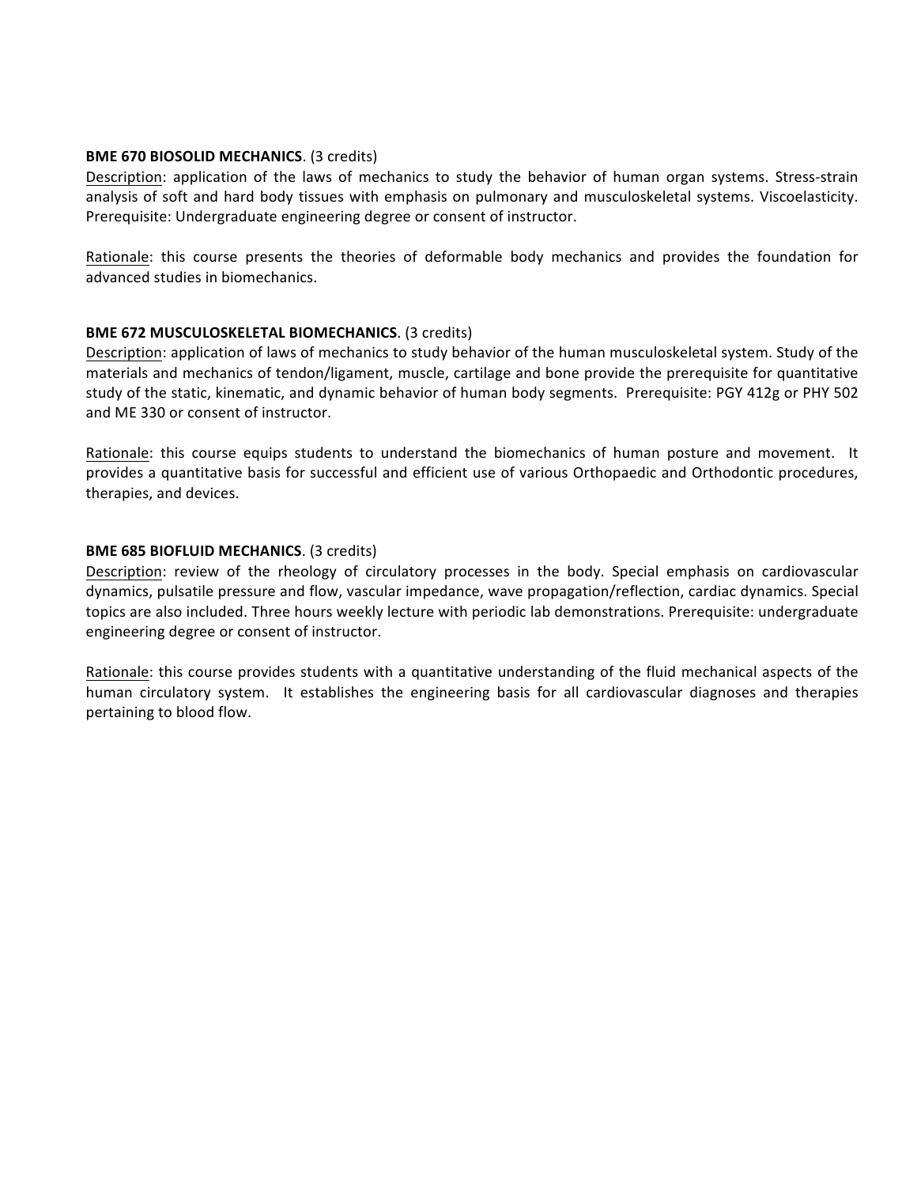**BME 670 BIOSOLID MECHANICS**. (3 credits)

Description: application of the laws of mechanics to study the behavior of human organ systems. Stress-strain analysis of soft and hard body tissues with emphasis on pulmonary and musculoskeletal systems. Viscoelasticity. Prerequisite: Undergraduate engineering degree or consent of instructor.

Rationale: this course presents the theories of deformable body mechanics and provides the foundation for advanced studies in biomechanics.

**BME 672 MUSCULOSKELETAL BIOMECHANICS**. (3 credits)

Description: application of laws of mechanics to study behavior of the human musculoskeletal system. Study of the materials and mechanics of tendon/ligament, muscle, cartilage and bone provide the prerequisite for quantitative study of the static, kinematic, and dynamic behavior of human body segments. Prerequisite: PGY 412g or PHY 502 and ME 330 or consent of instructor.

Rationale: this course equips students to understand the biomechanics of human posture and movement. It provides a quantitative basis for successful and efficient use of various Orthopaedic and Orthodontic procedures, therapies, and devices.

**BME 685 BIOFLUID MECHANICS**. (3 credits)

Description: review of the rheology of circulatory processes in the body. Special emphasis on cardiovascular dynamics, pulsatile pressure and flow, vascular impedance, wave propagation/reflection, cardiac dynamics. Special topics are also included. Three hours weekly lecture with periodic lab demonstrations. Prerequisite: undergraduate engineering degree or consent of instructor.

Rationale: this course provides students with a quantitative understanding of the fluid mechanical aspects of the human circulatory system. It establishes the engineering basis for all cardiovascular diagnoses and therapies pertaining to blood flow.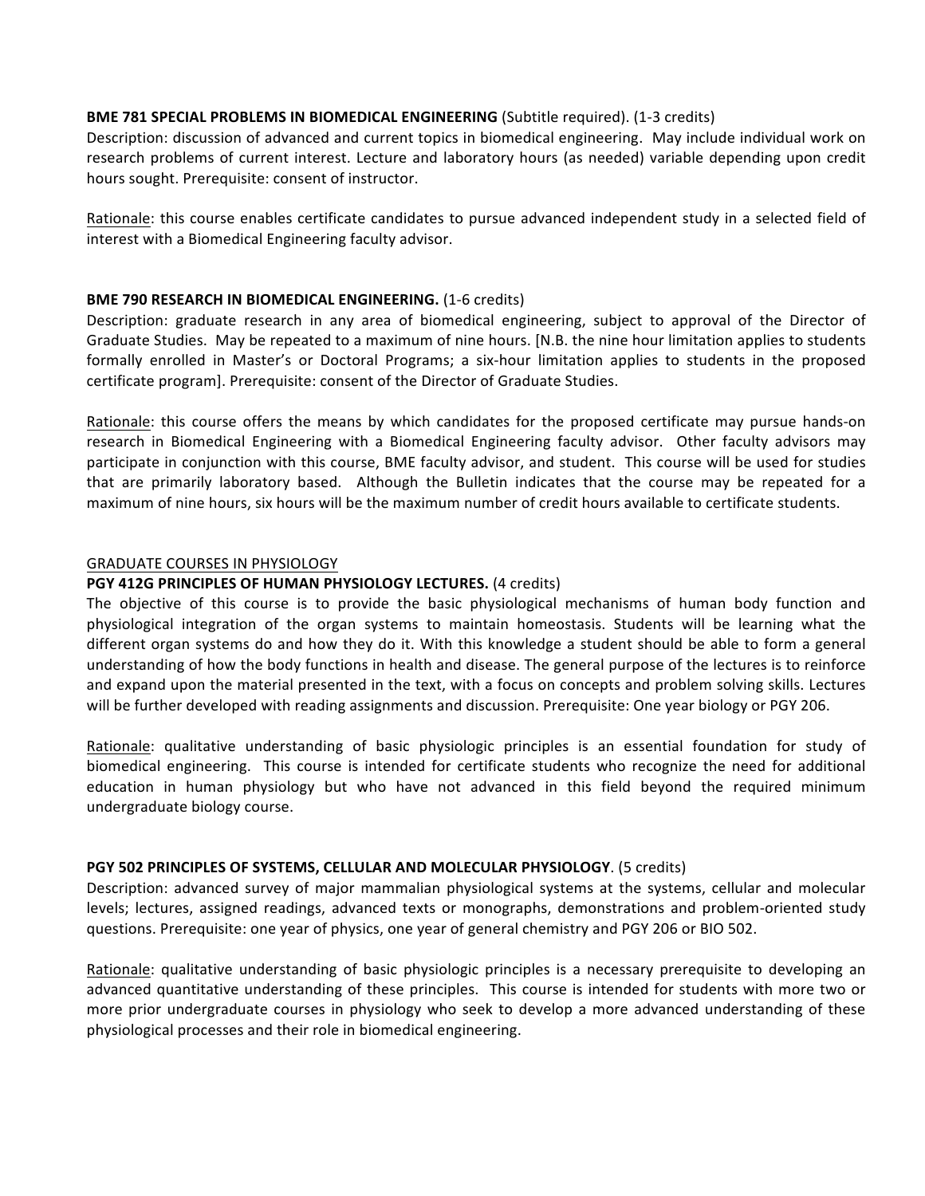**BME 781 SPECIAL PROBLEMS IN BIOMEDICAL ENGINEERING** (Subtitle required). (1-3 credits)
Description: discussion of advanced and current topics in biomedical engineering. May include individual work on research problems of current interest. Lecture and laboratory hours (as needed) variable depending upon credit hours sought. Prerequisite: consent of instructor.

Rationale: this course enables certificate candidates to pursue advanced independent study in a selected field of interest with a Biomedical Engineering faculty advisor.

**BME 790 RESEARCH IN BIOMEDICAL ENGINEERING.** (1-6 credits)
Description: graduate research in any area of biomedical engineering, subject to approval of the Director of Graduate Studies. May be repeated to a maximum of nine hours. [N.B. the nine hour limitation applies to students formally enrolled in Master's or Doctoral Programs; a six-hour limitation applies to students in the proposed certificate program]. Prerequisite: consent of the Director of Graduate Studies.

Rationale: this course offers the means by which candidates for the proposed certificate may pursue hands-on research in Biomedical Engineering with a Biomedical Engineering faculty advisor. Other faculty advisors may participate in conjunction with this course, BME faculty advisor, and student. This course will be used for studies that are primarily laboratory based. Although the Bulletin indicates that the course may be repeated for a maximum of nine hours, six hours will be the maximum number of credit hours available to certificate students.

GRADUATE COURSES IN PHYSIOLOGY

**PGY 412G PRINCIPLES OF HUMAN PHYSIOLOGY LECTURES.** (4 credits)
The objective of this course is to provide the basic physiological mechanisms of human body function and physiological integration of the organ systems to maintain homeostasis. Students will be learning what the different organ systems do and how they do it. With this knowledge a student should be able to form a general understanding of how the body functions in health and disease. The general purpose of the lectures is to reinforce and expand upon the material presented in the text, with a focus on concepts and problem solving skills. Lectures will be further developed with reading assignments and discussion. Prerequisite: One year biology or PGY 206.

Rationale: qualitative understanding of basic physiologic principles is an essential foundation for study of biomedical engineering. This course is intended for certificate students who recognize the need for additional education in human physiology but who have not advanced in this field beyond the required minimum undergraduate biology course.

**PGY 502 PRINCIPLES OF SYSTEMS, CELLULAR AND MOLECULAR PHYSIOLOGY**. (5 credits)
Description: advanced survey of major mammalian physiological systems at the systems, cellular and molecular levels; lectures, assigned readings, advanced texts or monographs, demonstrations and problem-oriented study questions. Prerequisite: one year of physics, one year of general chemistry and PGY 206 or BIO 502.

Rationale: qualitative understanding of basic physiologic principles is a necessary prerequisite to developing an advanced quantitative understanding of these principles. This course is intended for students with more two or more prior undergraduate courses in physiology who seek to develop a more advanced understanding of these physiological processes and their role in biomedical engineering.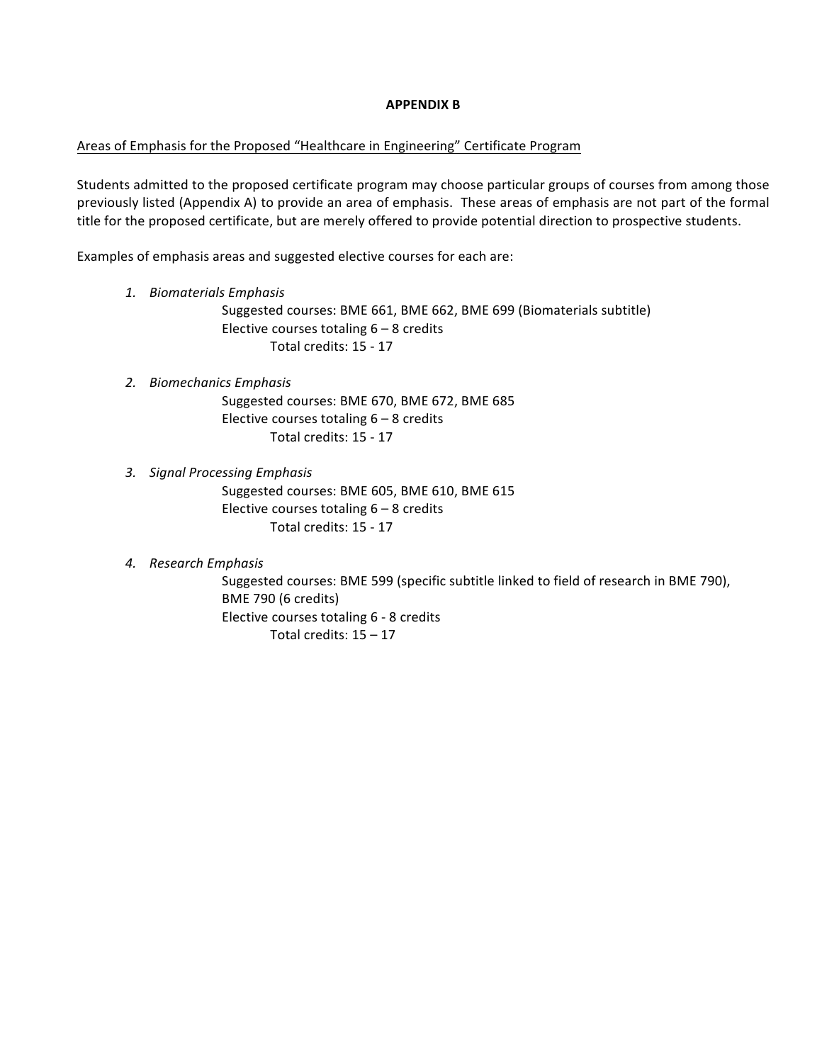# APPENDIX B

<u>Areas of Emphasis for the Proposed "Healthcare in Engineering" Certificate Program</u>

Students admitted to the proposed certificate program may choose particular groups of courses from among those previously listed (Appendix A) to provide an area of emphasis. These areas of emphasis are not part of the formal title for the proposed certificate, but are merely offered to provide potential direction to prospective students.

Examples of emphasis areas and suggested elective courses for each are:

1. *Biomaterials Emphasis*

   Suggested courses: BME 661, BME 662, BME 699 (Biomaterials subtitle)
   Elective courses totaling 6 – 8 credits
   Total credits: 15 - 17

2. *Biomechanics Emphasis*

   Suggested courses: BME 670, BME 672, BME 685
   Elective courses totaling 6 – 8 credits
   Total credits: 15 - 17

3. *Signal Processing Emphasis*

   Suggested courses: BME 605, BME 610, BME 615
   Elective courses totaling 6 – 8 credits
   Total credits: 15 - 17

4. *Research Emphasis*

   Suggested courses: BME 599 (specific subtitle linked to field of research in BME 790), BME 790 (6 credits)
   Elective courses totaling 6 - 8 credits
   Total credits: 15 – 17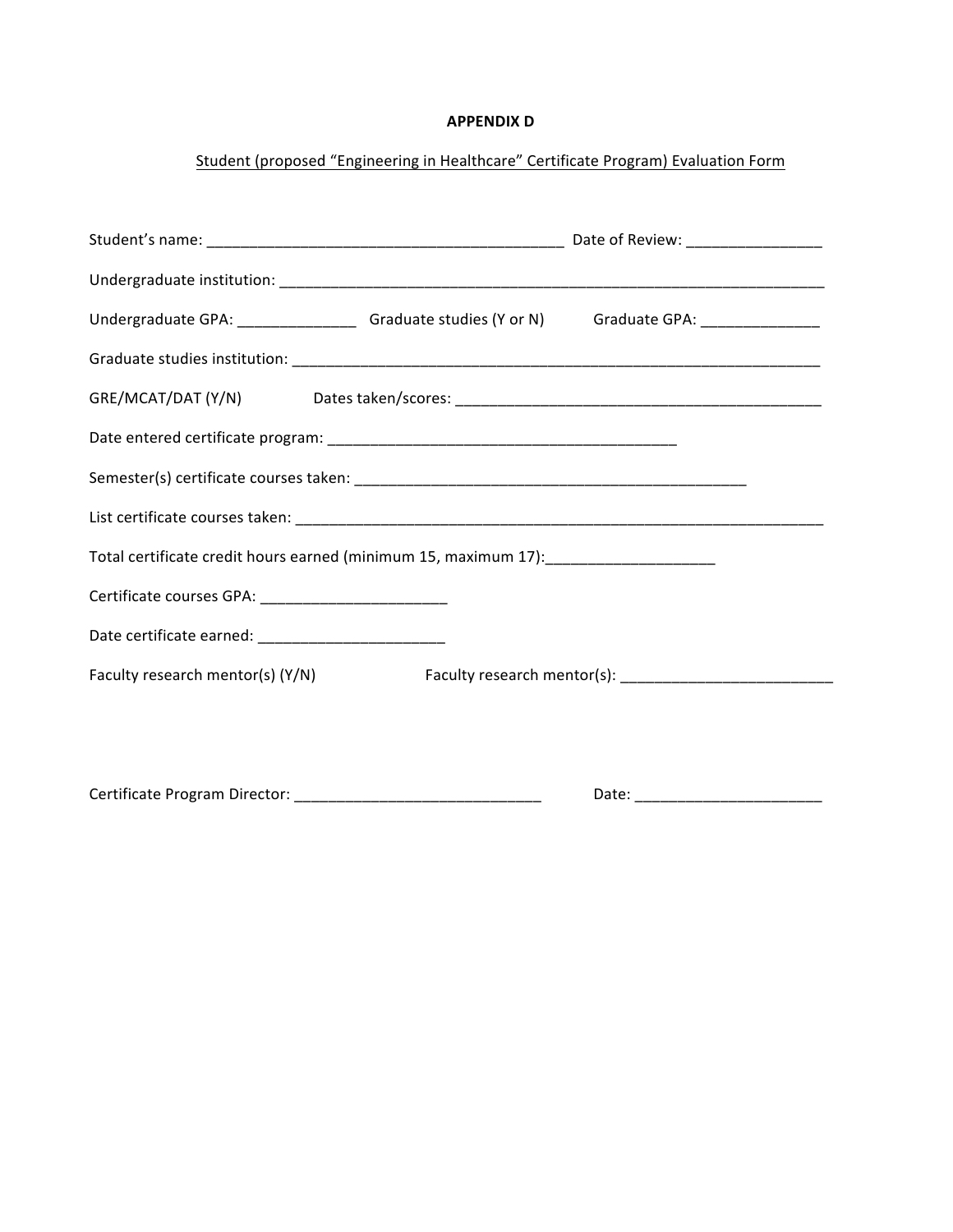**APPENDIX D**

Student (proposed "Engineering in Healthcare" Certificate Program) Evaluation Form

Student's name: ___________________________________________ Date of Review: ________________

Undergraduate institution: ____________________________________________________________________

Undergraduate GPA: ______________ Graduate studies (Y or N) Graduate GPA: ______________

Graduate studies institution: __________________________________________________________________

GRE/MCAT/DAT (Y/N) Dates taken/scores: _____________________________________________

Date entered certificate program: __________________________________________

Semester(s) certificate courses taken: ________________________________________________

List certificate courses taken: ___________________________________________________________________

Total certificate credit hours earned (minimum 15, maximum 17):____________________

Certificate courses GPA: ______________________

Date certificate earned: ______________________

Faculty research mentor(s) (Y/N) Faculty research mentor(s): __________________________

Certificate Program Director: ______________________________ Date: ______________________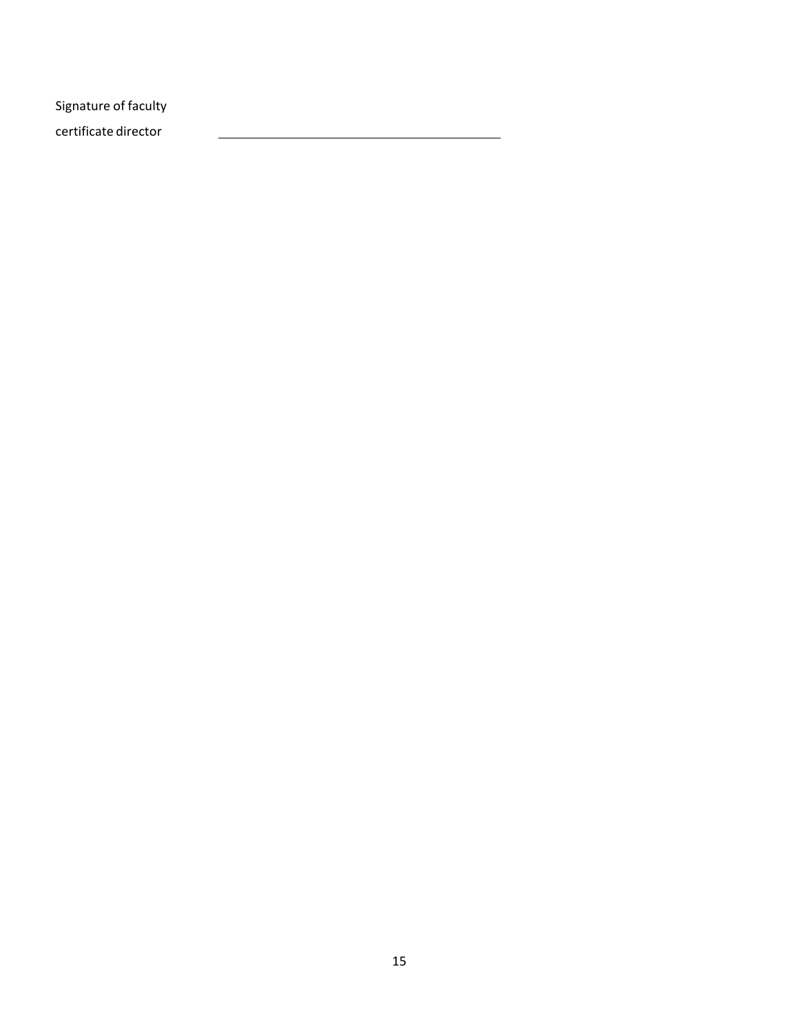Signature of faculty
certificate director ______________________________